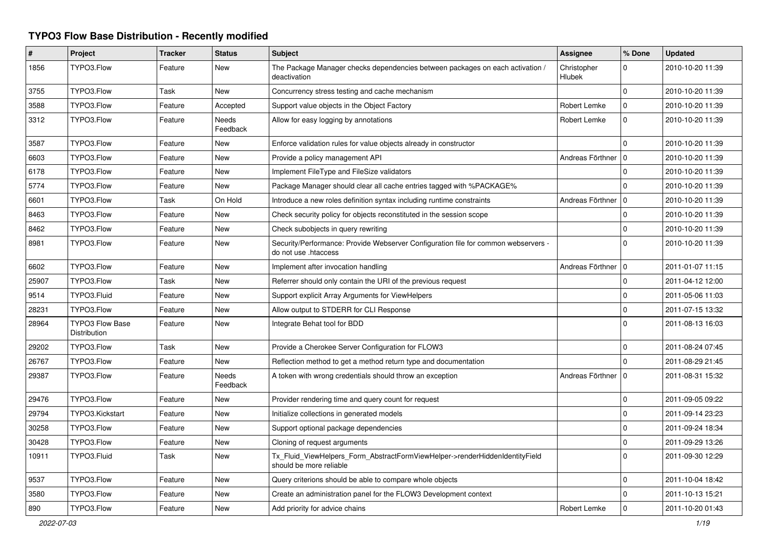# TYPO3 Flow Base Distribution - Recently modified

| # | Project | Tracker | Status | Subject | Assignee | % Done | Updated |
|---|---|---|---|---|---|---|---|
| 1856 | TYPO3.Flow | Feature | New | The Package Manager checks dependencies between packages on each activation / deactivation | Christopher Hlubek | 0 | 2010-10-20 11:39 |
| 3755 | TYPO3.Flow | Task | New | Concurrency stress testing and cache mechanism | | 0 | 2010-10-20 11:39 |
| 3588 | TYPO3.Flow | Feature | Accepted | Support value objects in the Object Factory | Robert Lemke | 0 | 2010-10-20 11:39 |
| 3312 | TYPO3.Flow | Feature | Needs Feedback | Allow for easy logging by annotations | Robert Lemke | 0 | 2010-10-20 11:39 |
| 3587 | TYPO3.Flow | Feature | New | Enforce validation rules for value objects already in constructor | | 0 | 2010-10-20 11:39 |
| 6603 | TYPO3.Flow | Feature | New | Provide a policy management API | Andreas Förthner | 0 | 2010-10-20 11:39 |
| 6178 | TYPO3.Flow | Feature | New | Implement FileType and FileSize validators | | 0 | 2010-10-20 11:39 |
| 5774 | TYPO3.Flow | Feature | New | Package Manager should clear all cache entries tagged with %PACKAGE% | | 0 | 2010-10-20 11:39 |
| 6601 | TYPO3.Flow | Task | On Hold | Introduce a new roles definition syntax including runtime constraints | Andreas Förthner | 0 | 2010-10-20 11:39 |
| 8463 | TYPO3.Flow | Feature | New | Check security policy for objects reconstituted in the session scope | | 0 | 2010-10-20 11:39 |
| 8462 | TYPO3.Flow | Feature | New | Check subobjects in query rewriting | | 0 | 2010-10-20 11:39 |
| 8981 | TYPO3.Flow | Feature | New | Security/Performance: Provide Webserver Configuration file for common webservers - do not use .htaccess | | 0 | 2010-10-20 11:39 |
| 6602 | TYPO3.Flow | Feature | New | Implement after invocation handling | Andreas Förthner | 0 | 2011-01-07 11:15 |
| 25907 | TYPO3.Flow | Task | New | Referrer should only contain the URI of the previous request | | 0 | 2011-04-12 12:00 |
| 9514 | TYPO3.Fluid | Feature | New | Support explicit Array Arguments for ViewHelpers | | 0 | 2011-05-06 11:03 |
| 28231 | TYPO3.Flow | Feature | New | Allow output to STDERR for CLI Response | | 0 | 2011-07-15 13:32 |
| 28964 | TYPO3 Flow Base Distribution | Feature | New | Integrate Behat tool for BDD | | 0 | 2011-08-13 16:03 |
| 29202 | TYPO3.Flow | Task | New | Provide a Cherokee Server Configuration for FLOW3 | | 0 | 2011-08-24 07:45 |
| 26767 | TYPO3.Flow | Feature | New | Reflection method to get a method return type and documentation | | 0 | 2011-08-29 21:45 |
| 29387 | TYPO3.Flow | Feature | Needs Feedback | A token with wrong credentials should throw an exception | Andreas Förthner | 0 | 2011-08-31 15:32 |
| 29476 | TYPO3.Flow | Feature | New | Provider rendering time and query count for request | | 0 | 2011-09-05 09:22 |
| 29794 | TYPO3.Kickstart | Feature | New | Initialize collections in generated models | | 0 | 2011-09-14 23:23 |
| 30258 | TYPO3.Flow | Feature | New | Support optional package dependencies | | 0 | 2011-09-24 18:34 |
| 30428 | TYPO3.Flow | Feature | New | Cloning of request arguments | | 0 | 2011-09-29 13:26 |
| 10911 | TYPO3.Fluid | Task | New | Tx_Fluid_ViewHelpers_Form_AbstractFormViewHelper->renderHiddenIdentityField should be more reliable | | 0 | 2011-09-30 12:29 |
| 9537 | TYPO3.Flow | Feature | New | Query criterions should be able to compare whole objects | | 0 | 2011-10-04 18:42 |
| 3580 | TYPO3.Flow | Feature | New | Create an administration panel for the FLOW3 Development context | | 0 | 2011-10-13 15:21 |
| 890 | TYPO3.Flow | Feature | New | Add priority for advice chains | Robert Lemke | 0 | 2011-10-20 01:43 |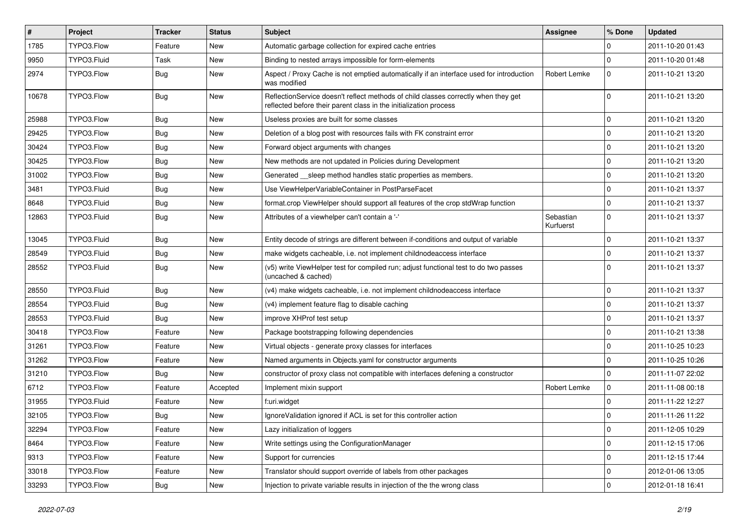| # | Project | Tracker | Status | Subject | Assignee | % Done | Updated |
|---|---|---|---|---|---|---|---|
| 1785 | TYPO3.Flow | Feature | New | Automatic garbage collection for expired cache entries | | 0 | 2011-10-20 01:43 |
| 9950 | TYPO3.Fluid | Task | New | Binding to nested arrays impossible for form-elements | | 0 | 2011-10-20 01:48 |
| 2974 | TYPO3.Flow | Bug | New | Aspect / Proxy Cache is not emptied automatically if an interface used for introduction was modified | Robert Lemke | 0 | 2011-10-21 13:20 |
| 10678 | TYPO3.Flow | Bug | New | ReflectionService doesn't reflect methods of child classes correctly when they get reflected before their parent class in the initialization process | | 0 | 2011-10-21 13:20 |
| 25988 | TYPO3.Flow | Bug | New | Useless proxies are built for some classes | | 0 | 2011-10-21 13:20 |
| 29425 | TYPO3.Flow | Bug | New | Deletion of a blog post with resources fails with FK constraint error | | 0 | 2011-10-21 13:20 |
| 30424 | TYPO3.Flow | Bug | New | Forward object arguments with changes | | 0 | 2011-10-21 13:20 |
| 30425 | TYPO3.Flow | Bug | New | New methods are not updated in Policies during Development | | 0 | 2011-10-21 13:20 |
| 31002 | TYPO3.Flow | Bug | New | Generated __sleep method handles static properties as members. | | 0 | 2011-10-21 13:20 |
| 3481 | TYPO3.Fluid | Bug | New | Use ViewHelperVariableContainer in PostParseFacet | | 0 | 2011-10-21 13:37 |
| 8648 | TYPO3.Fluid | Bug | New | format.crop ViewHelper should support all features of the crop stdWrap function | | 0 | 2011-10-21 13:37 |
| 12863 | TYPO3.Fluid | Bug | New | Attributes of a viewhelper can't contain a '-' | Sebastian Kurfuerst | 0 | 2011-10-21 13:37 |
| 13045 | TYPO3.Fluid | Bug | New | Entity decode of strings are different between if-conditions and output of variable | | 0 | 2011-10-21 13:37 |
| 28549 | TYPO3.Fluid | Bug | New | make widgets cacheable, i.e. not implement childnodeaccess interface | | 0 | 2011-10-21 13:37 |
| 28552 | TYPO3.Fluid | Bug | New | (v5) write ViewHelper test for compiled run; adjust functional test to do two passes (uncached & cached) | | 0 | 2011-10-21 13:37 |
| 28550 | TYPO3.Fluid | Bug | New | (v4) make widgets cacheable, i.e. not implement childnodeaccess interface | | 0 | 2011-10-21 13:37 |
| 28554 | TYPO3.Fluid | Bug | New | (v4) implement feature flag to disable caching | | 0 | 2011-10-21 13:37 |
| 28553 | TYPO3.Fluid | Bug | New | improve XHProf test setup | | 0 | 2011-10-21 13:37 |
| 30418 | TYPO3.Flow | Feature | New | Package bootstrapping following dependencies | | 0 | 2011-10-21 13:38 |
| 31261 | TYPO3.Flow | Feature | New | Virtual objects - generate proxy classes for interfaces | | 0 | 2011-10-25 10:23 |
| 31262 | TYPO3.Flow | Feature | New | Named arguments in Objects.yaml for constructor arguments | | 0 | 2011-10-25 10:26 |
| 31210 | TYPO3.Flow | Bug | New | constructor of proxy class not compatible with interfaces defening a constructor | | 0 | 2011-11-07 22:02 |
| 6712 | TYPO3.Flow | Feature | Accepted | Implement mixin support | Robert Lemke | 0 | 2011-11-08 00:18 |
| 31955 | TYPO3.Fluid | Feature | New | f:uri.widget | | 0 | 2011-11-22 12:27 |
| 32105 | TYPO3.Flow | Bug | New | IgnoreValidation ignored if ACL is set for this controller action | | 0 | 2011-11-26 11:22 |
| 32294 | TYPO3.Flow | Feature | New | Lazy initialization of loggers | | 0 | 2011-12-05 10:29 |
| 8464 | TYPO3.Flow | Feature | New | Write settings using the ConfigurationManager | | 0 | 2011-12-15 17:06 |
| 9313 | TYPO3.Flow | Feature | New | Support for currencies | | 0 | 2011-12-15 17:44 |
| 33018 | TYPO3.Flow | Feature | New | Translator should support override of labels from other packages | | 0 | 2012-01-06 13:05 |
| 33293 | TYPO3.Flow | Bug | New | Injection to private variable results in injection of the the wrong class | | 0 | 2012-01-18 16:41 |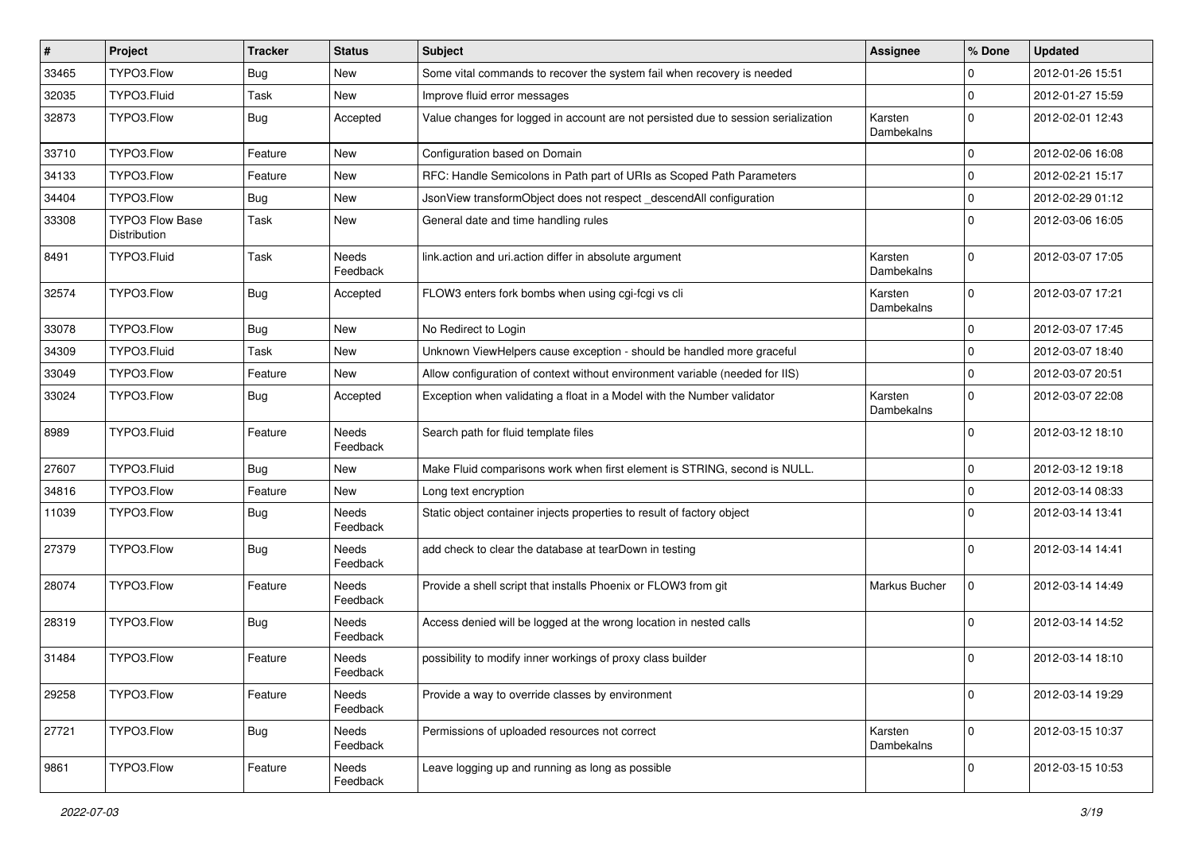| # | Project | Tracker | Status | Subject | Assignee | % Done | Updated |
|---|---|---|---|---|---|---|---|
| 33465 | TYPO3.Flow | Bug | New | Some vital commands to recover the system fail when recovery is needed | | 0 | 2012-01-26 15:51 |
| 32035 | TYPO3.Fluid | Task | New | Improve fluid error messages | | 0 | 2012-01-27 15:59 |
| 32873 | TYPO3.Flow | Bug | Accepted | Value changes for logged in account are not persisted due to session serialization | Karsten Dambekalns | 0 | 2012-02-01 12:43 |
| 33710 | TYPO3.Flow | Feature | New | Configuration based on Domain | | 0 | 2012-02-06 16:08 |
| 34133 | TYPO3.Flow | Feature | New | RFC: Handle Semicolons in Path part of URIs as Scoped Path Parameters | | 0 | 2012-02-21 15:17 |
| 34404 | TYPO3.Flow | Bug | New | JsonView transformObject does not respect _descendAll configuration | | 0 | 2012-02-29 01:12 |
| 33308 | TYPO3 Flow Base Distribution | Task | New | General date and time handling rules | | 0 | 2012-03-06 16:05 |
| 8491 | TYPO3.Fluid | Task | Needs Feedback | link.action and uri.action differ in absolute argument | Karsten Dambekalns | 0 | 2012-03-07 17:05 |
| 32574 | TYPO3.Flow | Bug | Accepted | FLOW3 enters fork bombs when using cgi-fcgi vs cli | Karsten Dambekalns | 0 | 2012-03-07 17:21 |
| 33078 | TYPO3.Flow | Bug | New | No Redirect to Login | | 0 | 2012-03-07 17:45 |
| 34309 | TYPO3.Fluid | Task | New | Unknown ViewHelpers cause exception - should be handled more graceful | | 0 | 2012-03-07 18:40 |
| 33049 | TYPO3.Flow | Feature | New | Allow configuration of context without environment variable (needed for IIS) | | 0 | 2012-03-07 20:51 |
| 33024 | TYPO3.Flow | Bug | Accepted | Exception when validating a float in a Model with the Number validator | Karsten Dambekalns | 0 | 2012-03-07 22:08 |
| 8989 | TYPO3.Fluid | Feature | Needs Feedback | Search path for fluid template files | | 0 | 2012-03-12 18:10 |
| 27607 | TYPO3.Fluid | Bug | New | Make Fluid comparisons work when first element is STRING, second is NULL. | | 0 | 2012-03-12 19:18 |
| 34816 | TYPO3.Flow | Feature | New | Long text encryption | | 0 | 2012-03-14 08:33 |
| 11039 | TYPO3.Flow | Bug | Needs Feedback | Static object container injects properties to result of factory object | | 0 | 2012-03-14 13:41 |
| 27379 | TYPO3.Flow | Bug | Needs Feedback | add check to clear the database at tearDown in testing | | 0 | 2012-03-14 14:41 |
| 28074 | TYPO3.Flow | Feature | Needs Feedback | Provide a shell script that installs Phoenix or FLOW3 from git | Markus Bucher | 0 | 2012-03-14 14:49 |
| 28319 | TYPO3.Flow | Bug | Needs Feedback | Access denied will be logged at the wrong location in nested calls | | 0 | 2012-03-14 14:52 |
| 31484 | TYPO3.Flow | Feature | Needs Feedback | possibility to modify inner workings of proxy class builder | | 0 | 2012-03-14 18:10 |
| 29258 | TYPO3.Flow | Feature | Needs Feedback | Provide a way to override classes by environment | | 0 | 2012-03-14 19:29 |
| 27721 | TYPO3.Flow | Bug | Needs Feedback | Permissions of uploaded resources not correct | Karsten Dambekalns | 0 | 2012-03-15 10:37 |
| 9861 | TYPO3.Flow | Feature | Needs Feedback | Leave logging up and running as long as possible | | 0 | 2012-03-15 10:53 |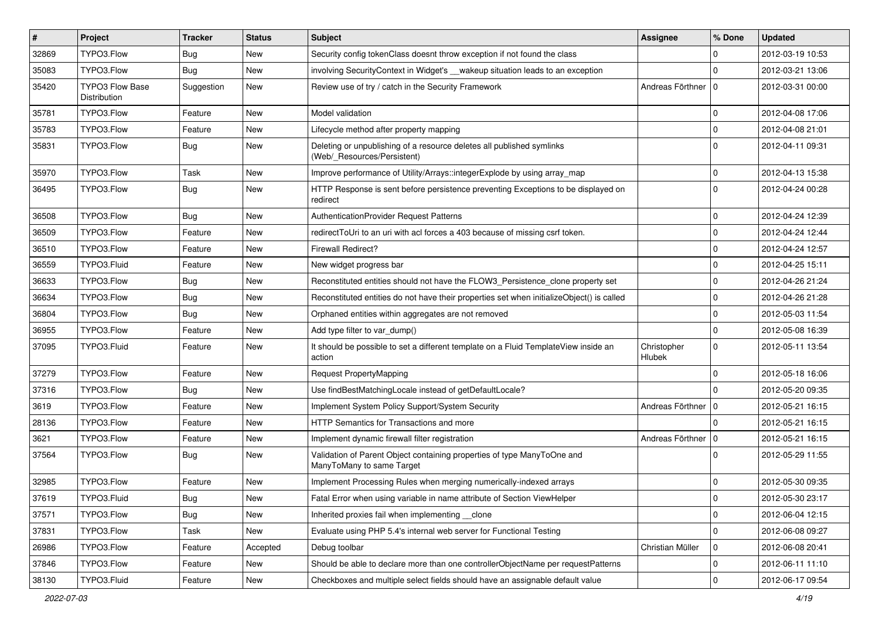| # | Project | Tracker | Status | Subject | Assignee | % Done | Updated |
|---|---|---|---|---|---|---|---|
| 32869 | TYPO3.Flow | Bug | New | Security config tokenClass doesnt throw exception if not found the class | | 0 | 2012-03-19 10:53 |
| 35083 | TYPO3.Flow | Bug | New | involving SecurityContext in Widget's __wakeup situation leads to an exception | | 0 | 2012-03-21 13:06 |
| 35420 | TYPO3 Flow Base Distribution | Suggestion | New | Review use of try / catch in the Security Framework | Andreas Förthner | 0 | 2012-03-31 00:00 |
| 35781 | TYPO3.Flow | Feature | New | Model validation | | 0 | 2012-04-08 17:06 |
| 35783 | TYPO3.Flow | Feature | New | Lifecycle method after property mapping | | 0 | 2012-04-08 21:01 |
| 35831 | TYPO3.Flow | Bug | New | Deleting or unpublishing of a resource deletes all published symlinks (Web/_Resources/Persistent) | | 0 | 2012-04-11 09:31 |
| 35970 | TYPO3.Flow | Task | New | Improve performance of Utility/Arrays::integerExplode by using array_map | | 0 | 2012-04-13 15:38 |
| 36495 | TYPO3.Flow | Bug | New | HTTP Response is sent before persistence preventing Exceptions to be displayed on redirect | | 0 | 2012-04-24 00:28 |
| 36508 | TYPO3.Flow | Bug | New | AuthenticationProvider Request Patterns | | 0 | 2012-04-24 12:39 |
| 36509 | TYPO3.Flow | Feature | New | redirectToUri to an uri with acl forces a 403 because of missing csrf token. | | 0 | 2012-04-24 12:44 |
| 36510 | TYPO3.Flow | Feature | New | Firewall Redirect? | | 0 | 2012-04-24 12:57 |
| 36559 | TYPO3.Fluid | Feature | New | New widget progress bar | | 0 | 2012-04-25 15:11 |
| 36633 | TYPO3.Flow | Bug | New | Reconstituted entities should not have the FLOW3_Persistence_clone property set | | 0 | 2012-04-26 21:24 |
| 36634 | TYPO3.Flow | Bug | New | Reconstituted entities do not have their properties set when initializeObject() is called | | 0 | 2012-04-26 21:28 |
| 36804 | TYPO3.Flow | Bug | New | Orphaned entities within aggregates are not removed | | 0 | 2012-05-03 11:54 |
| 36955 | TYPO3.Flow | Feature | New | Add type filter to var_dump() | | 0 | 2012-05-08 16:39 |
| 37095 | TYPO3.Fluid | Feature | New | It should be possible to set a different template on a Fluid TemplateView inside an action | Christopher Hlubek | 0 | 2012-05-11 13:54 |
| 37279 | TYPO3.Flow | Feature | New | Request PropertyMapping | | 0 | 2012-05-18 16:06 |
| 37316 | TYPO3.Flow | Bug | New | Use findBestMatchingLocale instead of getDefaultLocale? | | 0 | 2012-05-20 09:35 |
| 3619 | TYPO3.Flow | Feature | New | Implement System Policy Support/System Security | Andreas Förthner | 0 | 2012-05-21 16:15 |
| 28136 | TYPO3.Flow | Feature | New | HTTP Semantics for Transactions and more | | 0 | 2012-05-21 16:15 |
| 3621 | TYPO3.Flow | Feature | New | Implement dynamic firewall filter registration | Andreas Förthner | 0 | 2012-05-21 16:15 |
| 37564 | TYPO3.Flow | Bug | New | Validation of Parent Object containing properties of type ManyToOne and ManyToMany to same Target | | 0 | 2012-05-29 11:55 |
| 32985 | TYPO3.Flow | Feature | New | Implement Processing Rules when merging numerically-indexed arrays | | 0 | 2012-05-30 09:35 |
| 37619 | TYPO3.Fluid | Bug | New | Fatal Error when using variable in name attribute of Section ViewHelper | | 0 | 2012-05-30 23:17 |
| 37571 | TYPO3.Flow | Bug | New | Inherited proxies fail when implementing __clone | | 0 | 2012-06-04 12:15 |
| 37831 | TYPO3.Flow | Task | New | Evaluate using PHP 5.4's internal web server for Functional Testing | | 0 | 2012-06-08 09:27 |
| 26986 | TYPO3.Flow | Feature | Accepted | Debug toolbar | Christian Müller | 0 | 2012-06-08 20:41 |
| 37846 | TYPO3.Flow | Feature | New | Should be able to declare more than one controllerObjectName per requestPatterns | | 0 | 2012-06-11 11:10 |
| 38130 | TYPO3.Fluid | Feature | New | Checkboxes and multiple select fields should have an assignable default value | | 0 | 2012-06-17 09:54 |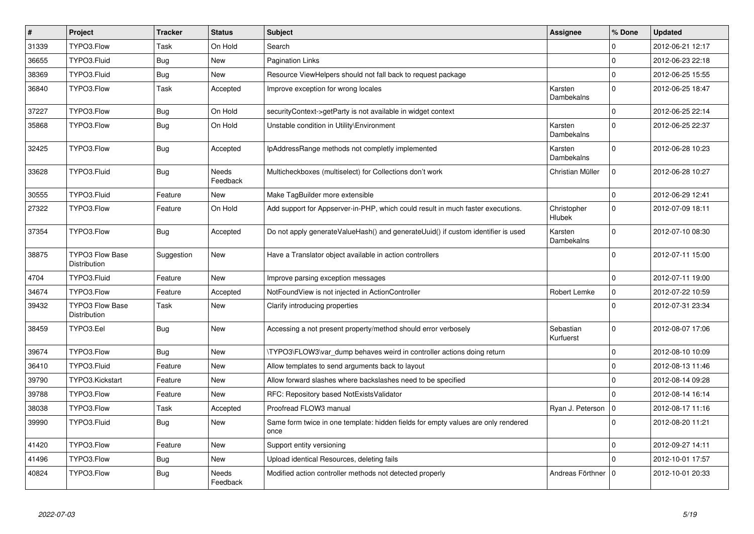| # | Project | Tracker | Status | Subject | Assignee | % Done | Updated |
|---|---|---|---|---|---|---|---|
| 31339 | TYPO3.Flow | Task | On Hold | Search | | 0 | 2012-06-21 12:17 |
| 36655 | TYPO3.Fluid | Bug | New | Pagination Links | | 0 | 2012-06-23 22:18 |
| 38369 | TYPO3.Fluid | Bug | New | Resource ViewHelpers should not fall back to request package | | 0 | 2012-06-25 15:55 |
| 36840 | TYPO3.Flow | Task | Accepted | Improve exception for wrong locales | Karsten Dambekalns | 0 | 2012-06-25 18:47 |
| 37227 | TYPO3.Flow | Bug | On Hold | securityContext->getParty is not available in widget context | | 0 | 2012-06-25 22:14 |
| 35868 | TYPO3.Flow | Bug | On Hold | Unstable condition in Utility\Environment | Karsten Dambekalns | 0 | 2012-06-25 22:37 |
| 32425 | TYPO3.Flow | Bug | Accepted | IpAddressRange methods not completly implemented | Karsten Dambekalns | 0 | 2012-06-28 10:23 |
| 33628 | TYPO3.Fluid | Bug | Needs Feedback | Multicheckboxes (multiselect) for Collections don't work | Christian Müller | 0 | 2012-06-28 10:27 |
| 30555 | TYPO3.Fluid | Feature | New | Make TagBuilder more extensible | | 0 | 2012-06-29 12:41 |
| 27322 | TYPO3.Flow | Feature | On Hold | Add support for Appserver-in-PHP, which could result in much faster executions. | Christopher Hlubek | 0 | 2012-07-09 18:11 |
| 37354 | TYPO3.Flow | Bug | Accepted | Do not apply generateValueHash() and generateUuid() if custom identifier is used | Karsten Dambekalns | 0 | 2012-07-10 08:30 |
| 38875 | TYPO3 Flow Base Distribution | Suggestion | New | Have a Translator object available in action controllers | | 0 | 2012-07-11 15:00 |
| 4704 | TYPO3.Fluid | Feature | New | Improve parsing exception messages | | 0 | 2012-07-11 19:00 |
| 34674 | TYPO3.Flow | Feature | Accepted | NotFoundView is not injected in ActionController | Robert Lemke | 0 | 2012-07-22 10:59 |
| 39432 | TYPO3 Flow Base Distribution | Task | New | Clarify introducing properties | | 0 | 2012-07-31 23:34 |
| 38459 | TYPO3.Eel | Bug | New | Accessing a not present property/method should error verbosely | Sebastian Kurfuerst | 0 | 2012-08-07 17:06 |
| 39674 | TYPO3.Flow | Bug | New | \TYPO3\FLOW3\var_dump behaves weird in controller actions doing return | | 0 | 2012-08-10 10:09 |
| 36410 | TYPO3.Fluid | Feature | New | Allow templates to send arguments back to layout | | 0 | 2012-08-13 11:46 |
| 39790 | TYPO3.Kickstart | Feature | New | Allow forward slashes where backslashes need to be specified | | 0 | 2012-08-14 09:28 |
| 39788 | TYPO3.Flow | Feature | New | RFC: Repository based NotExistsValidator | | 0 | 2012-08-14 16:14 |
| 38038 | TYPO3.Flow | Task | Accepted | Proofread FLOW3 manual | Ryan J. Peterson | 0 | 2012-08-17 11:16 |
| 39990 | TYPO3.Fluid | Bug | New | Same form twice in one template: hidden fields for empty values are only rendered once | | 0 | 2012-08-20 11:21 |
| 41420 | TYPO3.Flow | Feature | New | Support entity versioning | | 0 | 2012-09-27 14:11 |
| 41496 | TYPO3.Flow | Bug | New | Upload identical Resources, deleting fails | | 0 | 2012-10-01 17:57 |
| 40824 | TYPO3.Flow | Bug | Needs Feedback | Modified action controller methods not detected properly | Andreas Förthner | 0 | 2012-10-01 20:33 |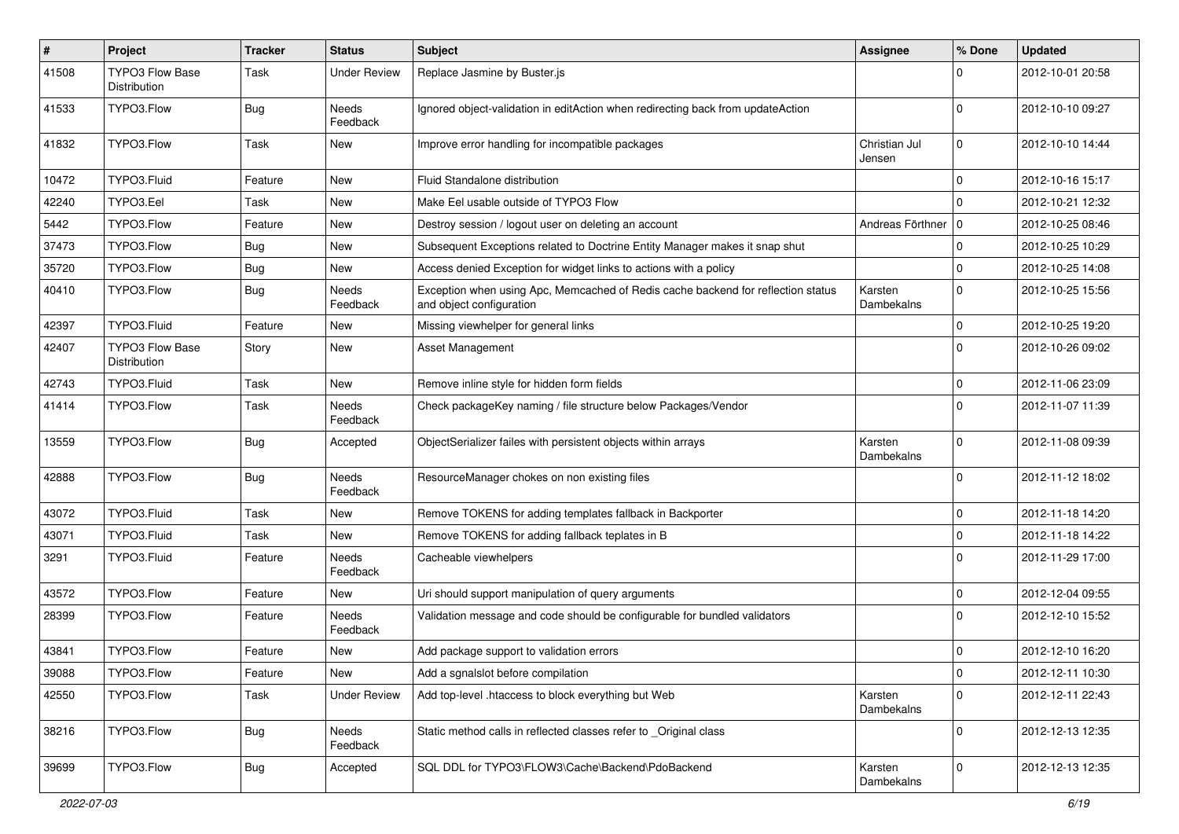| # | Project | Tracker | Status | Subject | Assignee | % Done | Updated |
|---|---|---|---|---|---|---|---|
| 41508 | TYPO3 Flow Base Distribution | Task | Under Review | Replace Jasmine by Buster.js | | 0 | 2012-10-01 20:58 |
| 41533 | TYPO3.Flow | Bug | Needs Feedback | Ignored object-validation in editAction when redirecting back from updateAction | | 0 | 2012-10-10 09:27 |
| 41832 | TYPO3.Flow | Task | New | Improve error handling for incompatible packages | Christian Jul Jensen | 0 | 2012-10-10 14:44 |
| 10472 | TYPO3.Fluid | Feature | New | Fluid Standalone distribution | | 0 | 2012-10-16 15:17 |
| 42240 | TYPO3.Eel | Task | New | Make Eel usable outside of TYPO3 Flow | | 0 | 2012-10-21 12:32 |
| 5442 | TYPO3.Flow | Feature | New | Destroy session / logout user on deleting an account | Andreas Förthner | 0 | 2012-10-25 08:46 |
| 37473 | TYPO3.Flow | Bug | New | Subsequent Exceptions related to Doctrine Entity Manager makes it snap shut | | 0 | 2012-10-25 10:29 |
| 35720 | TYPO3.Flow | Bug | New | Access denied Exception for widget links to actions with a policy | | 0 | 2012-10-25 14:08 |
| 40410 | TYPO3.Flow | Bug | Needs Feedback | Exception when using Apc, Memcached of Redis cache backend for reflection status and object configuration | Karsten Dambekalns | 0 | 2012-10-25 15:56 |
| 42397 | TYPO3.Fluid | Feature | New | Missing viewhelper for general links | | 0 | 2012-10-25 19:20 |
| 42407 | TYPO3 Flow Base Distribution | Story | New | Asset Management | | 0 | 2012-10-26 09:02 |
| 42743 | TYPO3.Fluid | Task | New | Remove inline style for hidden form fields | | 0 | 2012-11-06 23:09 |
| 41414 | TYPO3.Flow | Task | Needs Feedback | Check packageKey naming / file structure below Packages/Vendor | | 0 | 2012-11-07 11:39 |
| 13559 | TYPO3.Flow | Bug | Accepted | ObjectSerializer failes with persistent objects within arrays | Karsten Dambekalns | 0 | 2012-11-08 09:39 |
| 42888 | TYPO3.Flow | Bug | Needs Feedback | ResourceManager chokes on non existing files | | 0 | 2012-11-12 18:02 |
| 43072 | TYPO3.Fluid | Task | New | Remove TOKENS for adding templates fallback in Backporter | | 0 | 2012-11-18 14:20 |
| 43071 | TYPO3.Fluid | Task | New | Remove TOKENS for adding fallback teplates in B | | 0 | 2012-11-18 14:22 |
| 3291 | TYPO3.Fluid | Feature | Needs Feedback | Cacheable viewhelpers | | 0 | 2012-11-29 17:00 |
| 43572 | TYPO3.Flow | Feature | New | Uri should support manipulation of query arguments | | 0 | 2012-12-04 09:55 |
| 28399 | TYPO3.Flow | Feature | Needs Feedback | Validation message and code should be configurable for bundled validators | | 0 | 2012-12-10 15:52 |
| 43841 | TYPO3.Flow | Feature | New | Add package support to validation errors | | 0 | 2012-12-10 16:20 |
| 39088 | TYPO3.Flow | Feature | New | Add a sgnalslot before compilation | | 0 | 2012-12-11 10:30 |
| 42550 | TYPO3.Flow | Task | Under Review | Add top-level .htaccess to block everything but Web | Karsten Dambekalns | 0 | 2012-12-11 22:43 |
| 38216 | TYPO3.Flow | Bug | Needs Feedback | Static method calls in reflected classes refer to _Original class | | 0 | 2012-12-13 12:35 |
| 39699 | TYPO3.Flow | Bug | Accepted | SQL DDL for TYPO3\FLOW3\Cache\Backend\PdoBackend | Karsten Dambekalns | 0 | 2012-12-13 12:35 |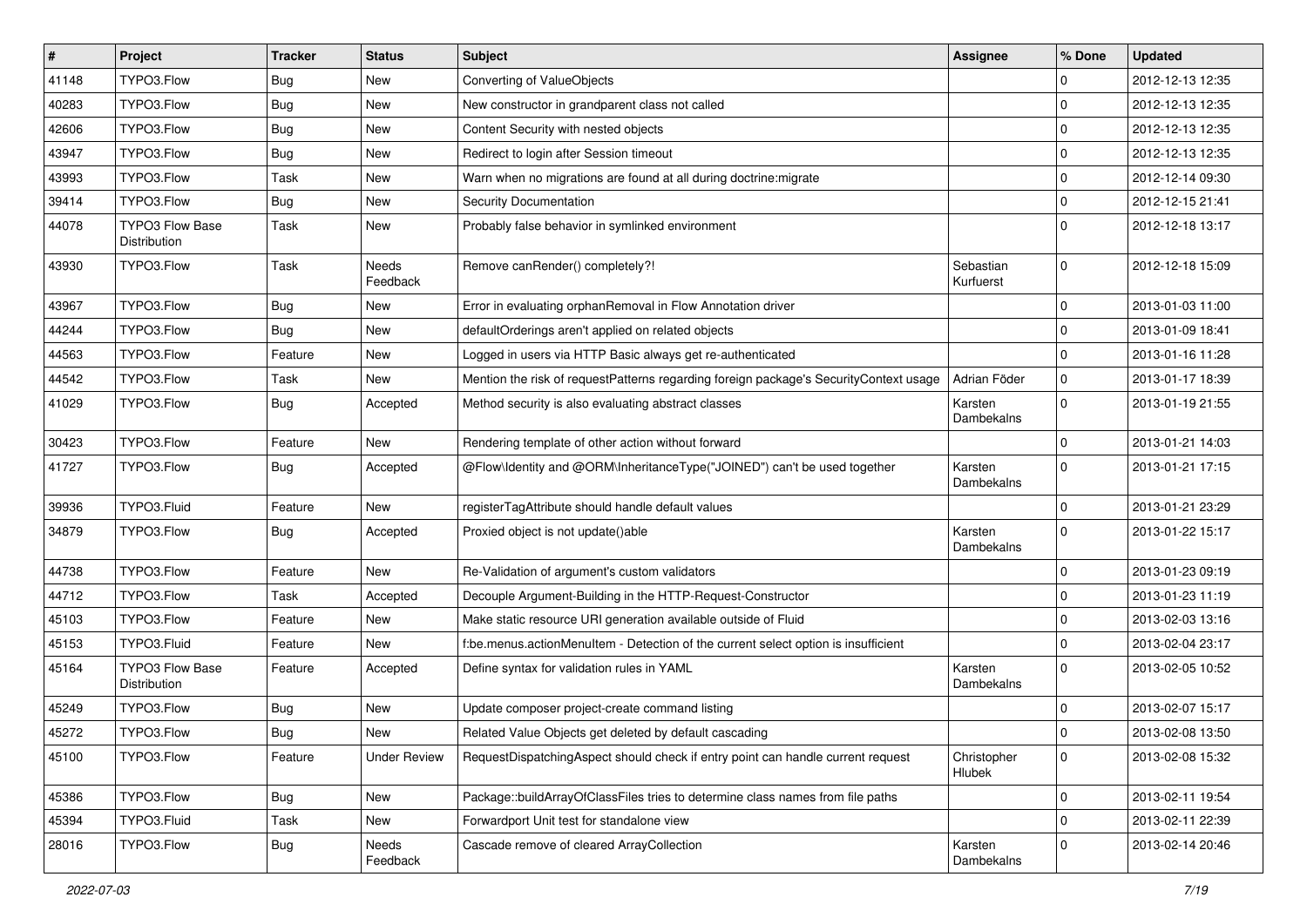| # | Project | Tracker | Status | Subject | Assignee | % Done | Updated |
|---|---|---|---|---|---|---|---|
| 41148 | TYPO3.Flow | Bug | New | Converting of ValueObjects | | 0 | 2012-12-13 12:35 |
| 40283 | TYPO3.Flow | Bug | New | New constructor in grandparent class not called | | 0 | 2012-12-13 12:35 |
| 42606 | TYPO3.Flow | Bug | New | Content Security with nested objects | | 0 | 2012-12-13 12:35 |
| 43947 | TYPO3.Flow | Bug | New | Redirect to login after Session timeout | | 0 | 2012-12-13 12:35 |
| 43993 | TYPO3.Flow | Task | New | Warn when no migrations are found at all during doctrine:migrate | | 0 | 2012-12-14 09:30 |
| 39414 | TYPO3.Flow | Bug | New | Security Documentation | | 0 | 2012-12-15 21:41 |
| 44078 | TYPO3 Flow Base Distribution | Task | New | Probably false behavior in symlinked environment | | 0 | 2012-12-18 13:17 |
| 43930 | TYPO3.Flow | Task | Needs Feedback | Remove canRender() completely?! | Sebastian Kurfuerst | 0 | 2012-12-18 15:09 |
| 43967 | TYPO3.Flow | Bug | New | Error in evaluating orphanRemoval in Flow Annotation driver | | 0 | 2013-01-03 11:00 |
| 44244 | TYPO3.Flow | Bug | New | defaultOrderings aren't applied on related objects | | 0 | 2013-01-09 18:41 |
| 44563 | TYPO3.Flow | Feature | New | Logged in users via HTTP Basic always get re-authenticated | | 0 | 2013-01-16 11:28 |
| 44542 | TYPO3.Flow | Task | New | Mention the risk of requestPatterns regarding foreign package's SecurityContext usage | Adrian Föder | 0 | 2013-01-17 18:39 |
| 41029 | TYPO3.Flow | Bug | Accepted | Method security is also evaluating abstract classes | Karsten Dambekalns | 0 | 2013-01-19 21:55 |
| 30423 | TYPO3.Flow | Feature | New | Rendering template of other action without forward | | 0 | 2013-01-21 14:03 |
| 41727 | TYPO3.Flow | Bug | Accepted | @Flow\Identity and @ORM\InheritanceType("JOINED") can't be used together | Karsten Dambekalns | 0 | 2013-01-21 17:15 |
| 39936 | TYPO3.Fluid | Feature | New | registerTagAttribute should handle default values | | 0 | 2013-01-21 23:29 |
| 34879 | TYPO3.Flow | Bug | Accepted | Proxied object is not update()able | Karsten Dambekalns | 0 | 2013-01-22 15:17 |
| 44738 | TYPO3.Flow | Feature | New | Re-Validation of argument's custom validators | | 0 | 2013-01-23 09:19 |
| 44712 | TYPO3.Flow | Task | Accepted | Decouple Argument-Building in the HTTP-Request-Constructor | | 0 | 2013-01-23 11:19 |
| 45103 | TYPO3.Flow | Feature | New | Make static resource URI generation available outside of Fluid | | 0 | 2013-02-03 13:16 |
| 45153 | TYPO3.Fluid | Feature | New | f:be.menus.actionMenuItem - Detection of the current select option is insufficient | | 0 | 2013-02-04 23:17 |
| 45164 | TYPO3 Flow Base Distribution | Feature | Accepted | Define syntax for validation rules in YAML | Karsten Dambekalns | 0 | 2013-02-05 10:52 |
| 45249 | TYPO3.Flow | Bug | New | Update composer project-create command listing | | 0 | 2013-02-07 15:17 |
| 45272 | TYPO3.Flow | Bug | New | Related Value Objects get deleted by default cascading | | 0 | 2013-02-08 13:50 |
| 45100 | TYPO3.Flow | Feature | Under Review | RequestDispatchingAspect should check if entry point can handle current request | Christopher Hlubek | 0 | 2013-02-08 15:32 |
| 45386 | TYPO3.Flow | Bug | New | Package::buildArrayOfClassFiles tries to determine class names from file paths | | 0 | 2013-02-11 19:54 |
| 45394 | TYPO3.Fluid | Task | New | Forwardport Unit test for standalone view | | 0 | 2013-02-11 22:39 |
| 28016 | TYPO3.Flow | Bug | Needs Feedback | Cascade remove of cleared ArrayCollection | Karsten Dambekalns | 0 | 2013-02-14 20:46 |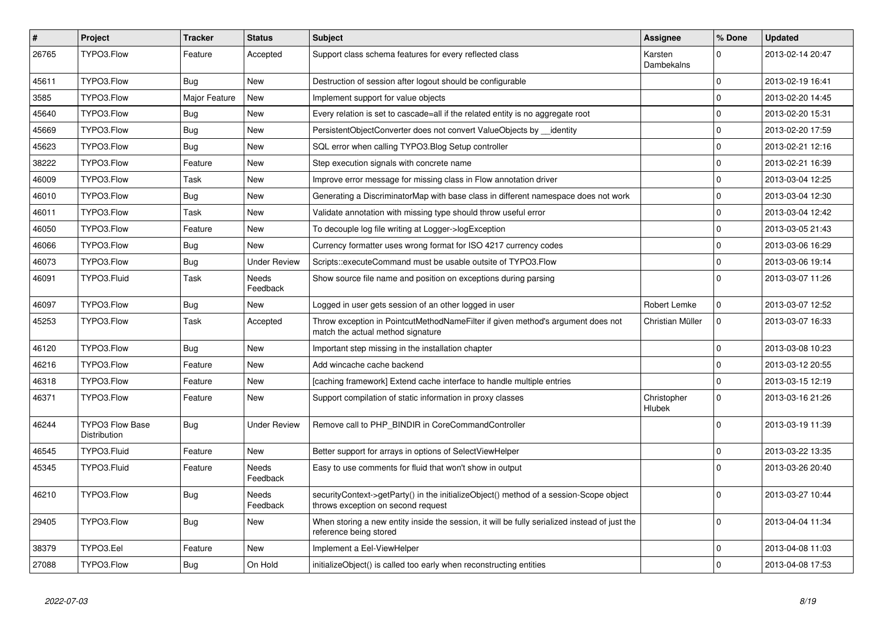| # | Project | Tracker | Status | Subject | Assignee | % Done | Updated |
| --- | --- | --- | --- | --- | --- | --- | --- |
| 26765 | TYPO3.Flow | Feature | Accepted | Support class schema features for every reflected class | Karsten Dambekalns | 0 | 2013-02-14 20:47 |
| 45611 | TYPO3.Flow | Bug | New | Destruction of session after logout should be configurable | | 0 | 2013-02-19 16:41 |
| 3585 | TYPO3.Flow | Major Feature | New | Implement support for value objects | | 0 | 2013-02-20 14:45 |
| 45640 | TYPO3.Flow | Bug | New | Every relation is set to cascade=all if the related entity is no aggregate root | | 0 | 2013-02-20 15:31 |
| 45669 | TYPO3.Flow | Bug | New | PersistentObjectConverter does not convert ValueObjects by __identity | | 0 | 2013-02-20 17:59 |
| 45623 | TYPO3.Flow | Bug | New | SQL error when calling TYPO3.Blog Setup controller | | 0 | 2013-02-21 12:16 |
| 38222 | TYPO3.Flow | Feature | New | Step execution signals with concrete name | | 0 | 2013-02-21 16:39 |
| 46009 | TYPO3.Flow | Task | New | Improve error message for missing class in Flow annotation driver | | 0 | 2013-03-04 12:25 |
| 46010 | TYPO3.Flow | Bug | New | Generating a DiscriminatorMap with base class in different namespace does not work | | 0 | 2013-03-04 12:30 |
| 46011 | TYPO3.Flow | Task | New | Validate annotation with missing type should throw useful error | | 0 | 2013-03-04 12:42 |
| 46050 | TYPO3.Flow | Feature | New | To decouple log file writing at Logger->logException | | 0 | 2013-03-05 21:43 |
| 46066 | TYPO3.Flow | Bug | New | Currency formatter uses wrong format for ISO 4217 currency codes | | 0 | 2013-03-06 16:29 |
| 46073 | TYPO3.Flow | Bug | Under Review | Scripts::executeCommand must be usable outsite of TYPO3.Flow | | 0 | 2013-03-06 19:14 |
| 46091 | TYPO3.Fluid | Task | Needs Feedback | Show source file name and position on exceptions during parsing | | 0 | 2013-03-07 11:26 |
| 46097 | TYPO3.Flow | Bug | New | Logged in user gets session of an other logged in user | Robert Lemke | 0 | 2013-03-07 12:52 |
| 45253 | TYPO3.Flow | Task | Accepted | Throw exception in PointcutMethodNameFilter if given method's argument does not match the actual method signature | Christian Müller | 0 | 2013-03-07 16:33 |
| 46120 | TYPO3.Flow | Bug | New | Important step missing in the installation chapter | | 0 | 2013-03-08 10:23 |
| 46216 | TYPO3.Flow | Feature | New | Add wincache cache backend | | 0 | 2013-03-12 20:55 |
| 46318 | TYPO3.Flow | Feature | New | [caching framework] Extend cache interface to handle multiple entries | | 0 | 2013-03-15 12:19 |
| 46371 | TYPO3.Flow | Feature | New | Support compilation of static information in proxy classes | Christopher Hlubek | 0 | 2013-03-16 21:26 |
| 46244 | TYPO3 Flow Base Distribution | Bug | Under Review | Remove call to PHP_BINDIR in CoreCommandController | | 0 | 2013-03-19 11:39 |
| 46545 | TYPO3.Fluid | Feature | New | Better support for arrays in options of SelectViewHelper | | 0 | 2013-03-22 13:35 |
| 45345 | TYPO3.Fluid | Feature | Needs Feedback | Easy to use comments for fluid that won't show in output | | 0 | 2013-03-26 20:40 |
| 46210 | TYPO3.Flow | Bug | Needs Feedback | securityContext->getParty() in the initializeObject() method of a session-Scope object throws exception on second request | | 0 | 2013-03-27 10:44 |
| 29405 | TYPO3.Flow | Bug | New | When storing a new entity inside the session, it will be fully serialized instead of just the reference being stored | | 0 | 2013-04-04 11:34 |
| 38379 | TYPO3.Eel | Feature | New | Implement a Eel-ViewHelper | | 0 | 2013-04-08 11:03 |
| 27088 | TYPO3.Flow | Bug | On Hold | initializeObject() is called too early when reconstructing entities | | 0 | 2013-04-08 17:53 |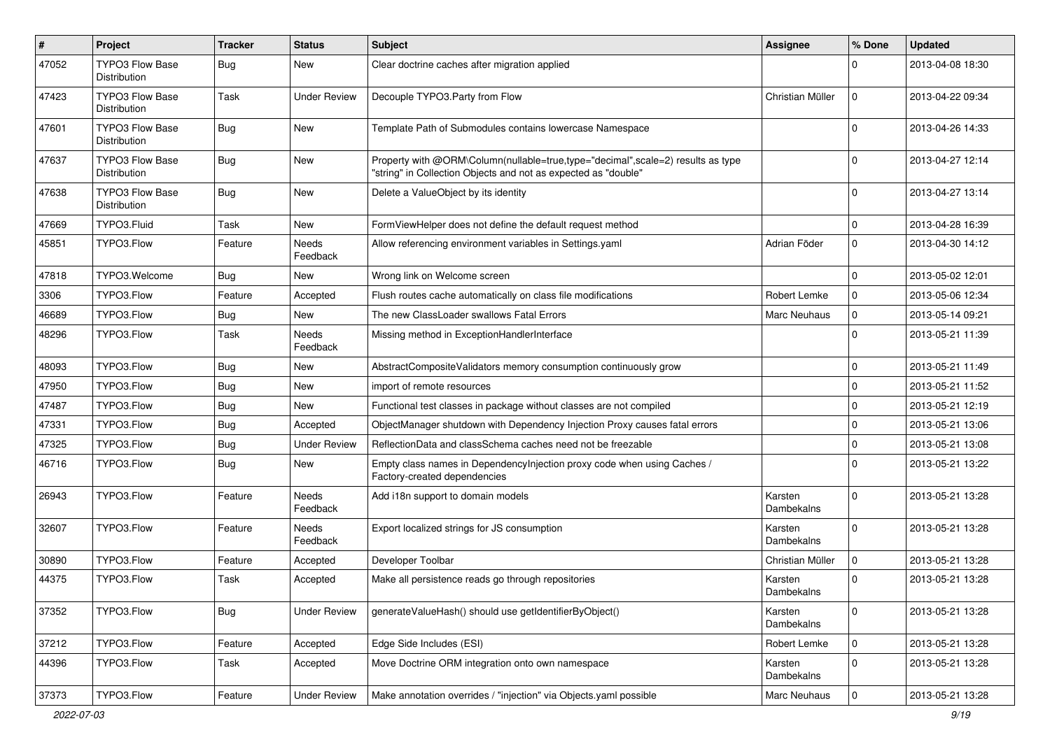| # | Project | Tracker | Status | Subject | Assignee | % Done | Updated |
|---|---|---|---|---|---|---|---|
| 47052 | TYPO3 Flow Base Distribution | Bug | New | Clear doctrine caches after migration applied | | 0 | 2013-04-08 18:30 |
| 47423 | TYPO3 Flow Base Distribution | Task | Under Review | Decouple TYPO3.Party from Flow | Christian Müller | 0 | 2013-04-22 09:34 |
| 47601 | TYPO3 Flow Base Distribution | Bug | New | Template Path of Submodules contains lowercase Namespace | | 0 | 2013-04-26 14:33 |
| 47637 | TYPO3 Flow Base Distribution | Bug | New | Property with @ORM\Column(nullable=true,type="decimal",scale=2) results as type "string" in Collection Objects and not as expected as "double" | | 0 | 2013-04-27 12:14 |
| 47638 | TYPO3 Flow Base Distribution | Bug | New | Delete a ValueObject by its identity | | 0 | 2013-04-27 13:14 |
| 47669 | TYPO3.Fluid | Task | New | FormViewHelper does not define the default request method | | 0 | 2013-04-28 16:39 |
| 45851 | TYPO3.Flow | Feature | Needs Feedback | Allow referencing environment variables in Settings.yaml | Adrian Föder | 0 | 2013-04-30 14:12 |
| 47818 | TYPO3.Welcome | Bug | New | Wrong link on Welcome screen | | 0 | 2013-05-02 12:01 |
| 3306 | TYPO3.Flow | Feature | Accepted | Flush routes cache automatically on class file modifications | Robert Lemke | 0 | 2013-05-06 12:34 |
| 46689 | TYPO3.Flow | Bug | New | The new ClassLoader swallows Fatal Errors | Marc Neuhaus | 0 | 2013-05-14 09:21 |
| 48296 | TYPO3.Flow | Task | Needs Feedback | Missing method in ExceptionHandlerInterface | | 0 | 2013-05-21 11:39 |
| 48093 | TYPO3.Flow | Bug | New | AbstractCompositeValidators memory consumption continuously grow | | 0 | 2013-05-21 11:49 |
| 47950 | TYPO3.Flow | Bug | New | import of remote resources | | 0 | 2013-05-21 11:52 |
| 47487 | TYPO3.Flow | Bug | New | Functional test classes in package without classes are not compiled | | 0 | 2013-05-21 12:19 |
| 47331 | TYPO3.Flow | Bug | Accepted | ObjectManager shutdown with Dependency Injection Proxy causes fatal errors | | 0 | 2013-05-21 13:06 |
| 47325 | TYPO3.Flow | Bug | Under Review | ReflectionData and classSchema caches need not be freezable | | 0 | 2013-05-21 13:08 |
| 46716 | TYPO3.Flow | Bug | New | Empty class names in DependencyInjection proxy code when using Caches / Factory-created dependencies | | 0 | 2013-05-21 13:22 |
| 26943 | TYPO3.Flow | Feature | Needs Feedback | Add i18n support to domain models | Karsten Dambekalns | 0 | 2013-05-21 13:28 |
| 32607 | TYPO3.Flow | Feature | Needs Feedback | Export localized strings for JS consumption | Karsten Dambekalns | 0 | 2013-05-21 13:28 |
| 30890 | TYPO3.Flow | Feature | Accepted | Developer Toolbar | Christian Müller | 0 | 2013-05-21 13:28 |
| 44375 | TYPO3.Flow | Task | Accepted | Make all persistence reads go through repositories | Karsten Dambekalns | 0 | 2013-05-21 13:28 |
| 37352 | TYPO3.Flow | Bug | Under Review | generateValueHash() should use getIdentifierByObject() | Karsten Dambekalns | 0 | 2013-05-21 13:28 |
| 37212 | TYPO3.Flow | Feature | Accepted | Edge Side Includes (ESI) | Robert Lemke | 0 | 2013-05-21 13:28 |
| 44396 | TYPO3.Flow | Task | Accepted | Move Doctrine ORM integration onto own namespace | Karsten Dambekalns | 0 | 2013-05-21 13:28 |
| 37373 | TYPO3.Flow | Feature | Under Review | Make annotation overrides / "injection" via Objects.yaml possible | Marc Neuhaus | 0 | 2013-05-21 13:28 |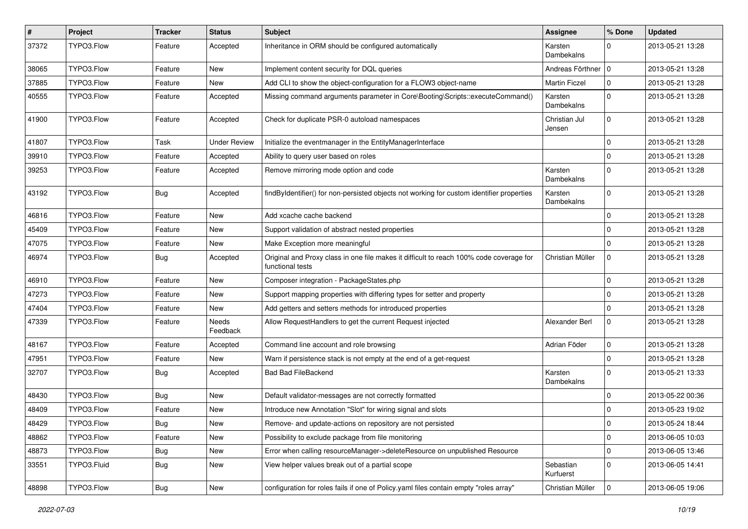| # | Project | Tracker | Status | Subject | Assignee | % Done | Updated |
|---|---|---|---|---|---|---|---|
| 37372 | TYPO3.Flow | Feature | Accepted | Inheritance in ORM should be configured automatically | Karsten Dambekalns | 0 | 2013-05-21 13:28 |
| 38065 | TYPO3.Flow | Feature | New | Implement content security for DQL queries | Andreas Förthner | 0 | 2013-05-21 13:28 |
| 37885 | TYPO3.Flow | Feature | New | Add CLI to show the object-configuration for a FLOW3 object-name | Martin Ficzel | 0 | 2013-05-21 13:28 |
| 40555 | TYPO3.Flow | Feature | Accepted | Missing command arguments parameter in Core\Booting\Scripts::executeCommand() | Karsten Dambekalns | 0 | 2013-05-21 13:28 |
| 41900 | TYPO3.Flow | Feature | Accepted | Check for duplicate PSR-0 autoload namespaces | Christian Jul Jensen | 0 | 2013-05-21 13:28 |
| 41807 | TYPO3.Flow | Task | Under Review | Initialize the eventmanager in the EntityManagerInterface | | 0 | 2013-05-21 13:28 |
| 39910 | TYPO3.Flow | Feature | Accepted | Ability to query user based on roles | | 0 | 2013-05-21 13:28 |
| 39253 | TYPO3.Flow | Feature | Accepted | Remove mirroring mode option and code | Karsten Dambekalns | 0 | 2013-05-21 13:28 |
| 43192 | TYPO3.Flow | Bug | Accepted | findByIdentifier() for non-persisted objects not working for custom identifier properties | Karsten Dambekalns | 0 | 2013-05-21 13:28 |
| 46816 | TYPO3.Flow | Feature | New | Add xcache cache backend | | 0 | 2013-05-21 13:28 |
| 45409 | TYPO3.Flow | Feature | New | Support validation of abstract nested properties | | 0 | 2013-05-21 13:28 |
| 47075 | TYPO3.Flow | Feature | New | Make Exception more meaningful | | 0 | 2013-05-21 13:28 |
| 46974 | TYPO3.Flow | Bug | Accepted | Original and Proxy class in one file makes it difficult to reach 100% code coverage for functional tests | Christian Müller | 0 | 2013-05-21 13:28 |
| 46910 | TYPO3.Flow | Feature | New | Composer integration - PackageStates.php | | 0 | 2013-05-21 13:28 |
| 47273 | TYPO3.Flow | Feature | New | Support mapping properties with differing types for setter and property | | 0 | 2013-05-21 13:28 |
| 47404 | TYPO3.Flow | Feature | New | Add getters and setters methods for introduced properties | | 0 | 2013-05-21 13:28 |
| 47339 | TYPO3.Flow | Feature | Needs Feedback | Allow RequestHandlers to get the current Request injected | Alexander Berl | 0 | 2013-05-21 13:28 |
| 48167 | TYPO3.Flow | Feature | Accepted | Command line account and role browsing | Adrian Föder | 0 | 2013-05-21 13:28 |
| 47951 | TYPO3.Flow | Feature | New | Warn if persistence stack is not empty at the end of a get-request | | 0 | 2013-05-21 13:28 |
| 32707 | TYPO3.Flow | Bug | Accepted | Bad Bad FileBackend | Karsten Dambekalns | 0 | 2013-05-21 13:33 |
| 48430 | TYPO3.Flow | Bug | New | Default validator-messages are not correctly formatted | | 0 | 2013-05-22 00:36 |
| 48409 | TYPO3.Flow | Feature | New | Introduce new Annotation "Slot" for wiring signal and slots | | 0 | 2013-05-23 19:02 |
| 48429 | TYPO3.Flow | Bug | New | Remove- and update-actions on repository are not persisted | | 0 | 2013-05-24 18:44 |
| 48862 | TYPO3.Flow | Feature | New | Possibility to exclude package from file monitoring | | 0 | 2013-06-05 10:03 |
| 48873 | TYPO3.Flow | Bug | New | Error when calling resourceManager->deleteResource on unpublished Resource | | 0 | 2013-06-05 13:46 |
| 33551 | TYPO3.Fluid | Bug | New | View helper values break out of a partial scope | Sebastian Kurfuerst | 0 | 2013-06-05 14:41 |
| 48898 | TYPO3.Flow | Bug | New | configuration for roles fails if one of Policy.yaml files contain empty "roles array" | Christian Müller | 0 | 2013-06-05 19:06 |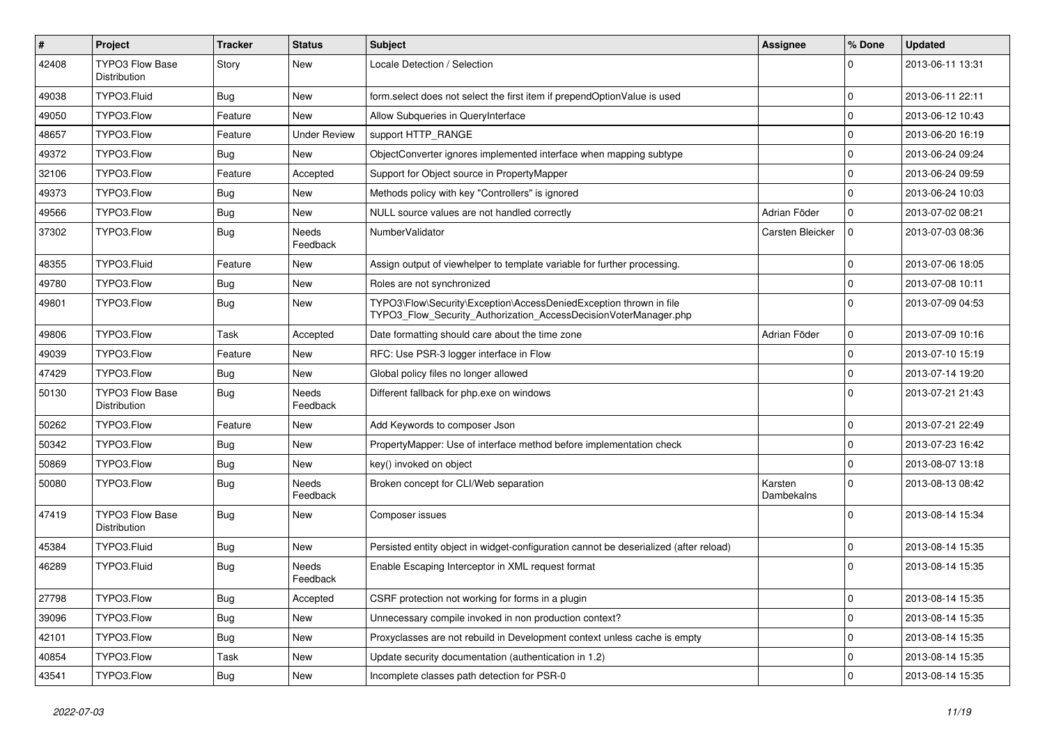| # | Project | Tracker | Status | Subject | Assignee | % Done | Updated |
|---|---|---|---|---|---|---|---|
| 42408 | TYPO3 Flow Base Distribution | Story | New | Locale Detection / Selection | | 0 | 2013-06-11 13:31 |
| 49038 | TYPO3.Fluid | Bug | New | form.select does not select the first item if prependOptionValue is used | | 0 | 2013-06-11 22:11 |
| 49050 | TYPO3.Flow | Feature | New | Allow Subqueries in QueryInterface | | 0 | 2013-06-12 10:43 |
| 48657 | TYPO3.Flow | Feature | Under Review | support HTTP_RANGE | | 0 | 2013-06-20 16:19 |
| 49372 | TYPO3.Flow | Bug | New | ObjectConverter ignores implemented interface when mapping subtype | | 0 | 2013-06-24 09:24 |
| 32106 | TYPO3.Flow | Feature | Accepted | Support for Object source in PropertyMapper | | 0 | 2013-06-24 09:59 |
| 49373 | TYPO3.Flow | Bug | New | Methods policy with key "Controllers" is ignored | | 0 | 2013-06-24 10:03 |
| 49566 | TYPO3.Flow | Bug | New | NULL source values are not handled correctly | Adrian Föder | 0 | 2013-07-02 08:21 |
| 37302 | TYPO3.Flow | Bug | Needs Feedback | NumberValidator | Carsten Bleicker | 0 | 2013-07-03 08:36 |
| 48355 | TYPO3.Fluid | Feature | New | Assign output of viewhelper to template variable for further processing. | | 0 | 2013-07-06 18:05 |
| 49780 | TYPO3.Flow | Bug | New | Roles are not synchronized | | 0 | 2013-07-08 10:11 |
| 49801 | TYPO3.Flow | Bug | New | TYPO3\Flow\Security\Exception\AccessDeniedException thrown in file TYPO3_Flow_Security_Authorization_AccessDecisionVoterManager.php | | 0 | 2013-07-09 04:53 |
| 49806 | TYPO3.Flow | Task | Accepted | Date formatting should care about the time zone | Adrian Föder | 0 | 2013-07-09 10:16 |
| 49039 | TYPO3.Flow | Feature | New | RFC: Use PSR-3 logger interface in Flow | | 0 | 2013-07-10 15:19 |
| 47429 | TYPO3.Flow | Bug | New | Global policy files no longer allowed | | 0 | 2013-07-14 19:20 |
| 50130 | TYPO3 Flow Base Distribution | Bug | Needs Feedback | Different fallback for php.exe on windows | | 0 | 2013-07-21 21:43 |
| 50262 | TYPO3.Flow | Feature | New | Add Keywords to composer Json | | 0 | 2013-07-21 22:49 |
| 50342 | TYPO3.Flow | Bug | New | PropertyMapper: Use of interface method before implementation check | | 0 | 2013-07-23 16:42 |
| 50869 | TYPO3.Flow | Bug | New | key() invoked on object | | 0 | 2013-08-07 13:18 |
| 50080 | TYPO3.Flow | Bug | Needs Feedback | Broken concept for CLI/Web separation | Karsten Dambekalns | 0 | 2013-08-13 08:42 |
| 47419 | TYPO3 Flow Base Distribution | Bug | New | Composer issues | | 0 | 2013-08-14 15:34 |
| 45384 | TYPO3.Fluid | Bug | New | Persisted entity object in widget-configuration cannot be deserialized (after reload) | | 0 | 2013-08-14 15:35 |
| 46289 | TYPO3.Fluid | Bug | Needs Feedback | Enable Escaping Interceptor in XML request format | | 0 | 2013-08-14 15:35 |
| 27798 | TYPO3.Flow | Bug | Accepted | CSRF protection not working for forms in a plugin | | 0 | 2013-08-14 15:35 |
| 39096 | TYPO3.Flow | Bug | New | Unnecessary compile invoked in non production context? | | 0 | 2013-08-14 15:35 |
| 42101 | TYPO3.Flow | Bug | New | Proxyclasses are not rebuild in Development context unless cache is empty | | 0 | 2013-08-14 15:35 |
| 40854 | TYPO3.Flow | Task | New | Update security documentation (authentication in 1.2) | | 0 | 2013-08-14 15:35 |
| 43541 | TYPO3.Flow | Bug | New | Incomplete classes path detection for PSR-0 | | 0 | 2013-08-14 15:35 |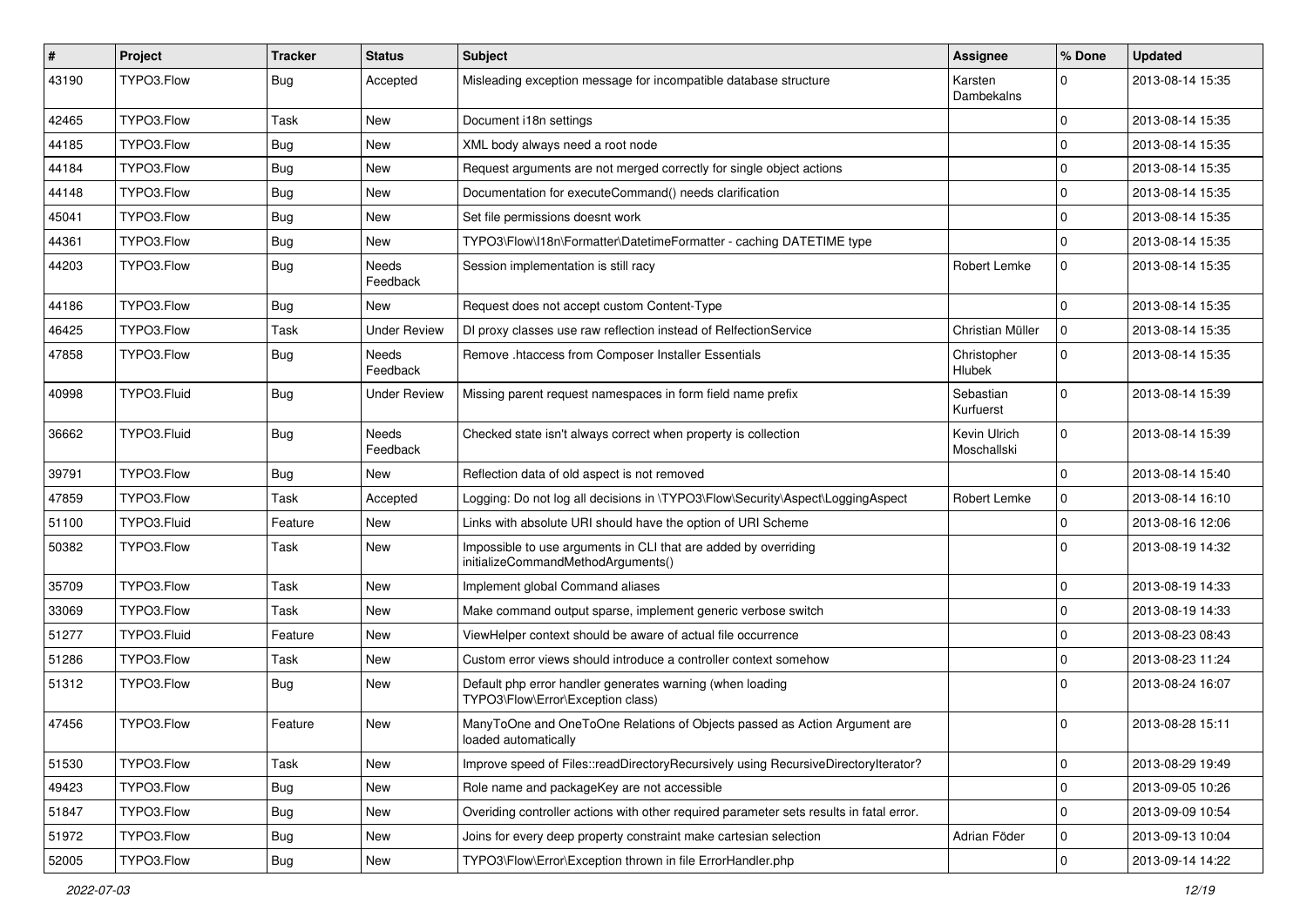| # | Project | Tracker | Status | Subject | Assignee | % Done | Updated |
| --- | --- | --- | --- | --- | --- | --- | --- |
| 43190 | TYPO3.Flow | Bug | Accepted | Misleading exception message for incompatible database structure | Karsten Dambekalns | 0 | 2013-08-14 15:35 |
| 42465 | TYPO3.Flow | Task | New | Document i18n settings | | 0 | 2013-08-14 15:35 |
| 44185 | TYPO3.Flow | Bug | New | XML body always need a root node | | 0 | 2013-08-14 15:35 |
| 44184 | TYPO3.Flow | Bug | New | Request arguments are not merged correctly for single object actions | | 0 | 2013-08-14 15:35 |
| 44148 | TYPO3.Flow | Bug | New | Documentation for executeCommand() needs clarification | | 0 | 2013-08-14 15:35 |
| 45041 | TYPO3.Flow | Bug | New | Set file permissions doesnt work | | 0 | 2013-08-14 15:35 |
| 44361 | TYPO3.Flow | Bug | New | TYPO3\Flow\I18n\Formatter\DatetimeFormatter - caching DATETIME type | | 0 | 2013-08-14 15:35 |
| 44203 | TYPO3.Flow | Bug | Needs Feedback | Session implementation is still racy | Robert Lemke | 0 | 2013-08-14 15:35 |
| 44186 | TYPO3.Flow | Bug | New | Request does not accept custom Content-Type | | 0 | 2013-08-14 15:35 |
| 46425 | TYPO3.Flow | Task | Under Review | DI proxy classes use raw reflection instead of RelfectionService | Christian Müller | 0 | 2013-08-14 15:35 |
| 47858 | TYPO3.Flow | Bug | Needs Feedback | Remove .htaccess from Composer Installer Essentials | Christopher Hlubek | 0 | 2013-08-14 15:35 |
| 40998 | TYPO3.Fluid | Bug | Under Review | Missing parent request namespaces in form field name prefix | Sebastian Kurfuerst | 0 | 2013-08-14 15:39 |
| 36662 | TYPO3.Fluid | Bug | Needs Feedback | Checked state isn't always correct when property is collection | Kevin Ulrich Moschallski | 0 | 2013-08-14 15:39 |
| 39791 | TYPO3.Flow | Bug | New | Reflection data of old aspect is not removed | | 0 | 2013-08-14 15:40 |
| 47859 | TYPO3.Flow | Task | Accepted | Logging: Do not log all decisions in \TYPO3\Flow\Security\Aspect\LoggingAspect | Robert Lemke | 0 | 2013-08-14 16:10 |
| 51100 | TYPO3.Fluid | Feature | New | Links with absolute URI should have the option of URI Scheme | | 0 | 2013-08-16 12:06 |
| 50382 | TYPO3.Flow | Task | New | Impossible to use arguments in CLI that are added by overriding initializeCommandMethodArguments() | | 0 | 2013-08-19 14:32 |
| 35709 | TYPO3.Flow | Task | New | Implement global Command aliases | | 0 | 2013-08-19 14:33 |
| 33069 | TYPO3.Flow | Task | New | Make command output sparse, implement generic verbose switch | | 0 | 2013-08-19 14:33 |
| 51277 | TYPO3.Fluid | Feature | New | ViewHelper context should be aware of actual file occurrence | | 0 | 2013-08-23 08:43 |
| 51286 | TYPO3.Flow | Task | New | Custom error views should introduce a controller context somehow | | 0 | 2013-08-23 11:24 |
| 51312 | TYPO3.Flow | Bug | New | Default php error handler generates warning (when loading TYPO3\Flow\Error\Exception class) | | 0 | 2013-08-24 16:07 |
| 47456 | TYPO3.Flow | Feature | New | ManyToOne and OneToOne Relations of Objects passed as Action Argument are loaded automatically | | 0 | 2013-08-28 15:11 |
| 51530 | TYPO3.Flow | Task | New | Improve speed of Files::readDirectoryRecursively using RecursiveDirectoryIterator? | | 0 | 2013-08-29 19:49 |
| 49423 | TYPO3.Flow | Bug | New | Role name and packageKey are not accessible | | 0 | 2013-09-05 10:26 |
| 51847 | TYPO3.Flow | Bug | New | Overiding controller actions with other required parameter sets results in fatal error. | | 0 | 2013-09-09 10:54 |
| 51972 | TYPO3.Flow | Bug | New | Joins for every deep property constraint make cartesian selection | Adrian Föder | 0 | 2013-09-13 10:04 |
| 52005 | TYPO3.Flow | Bug | New | TYPO3\Flow\Error\Exception thrown in file ErrorHandler.php | | 0 | 2013-09-14 14:22 |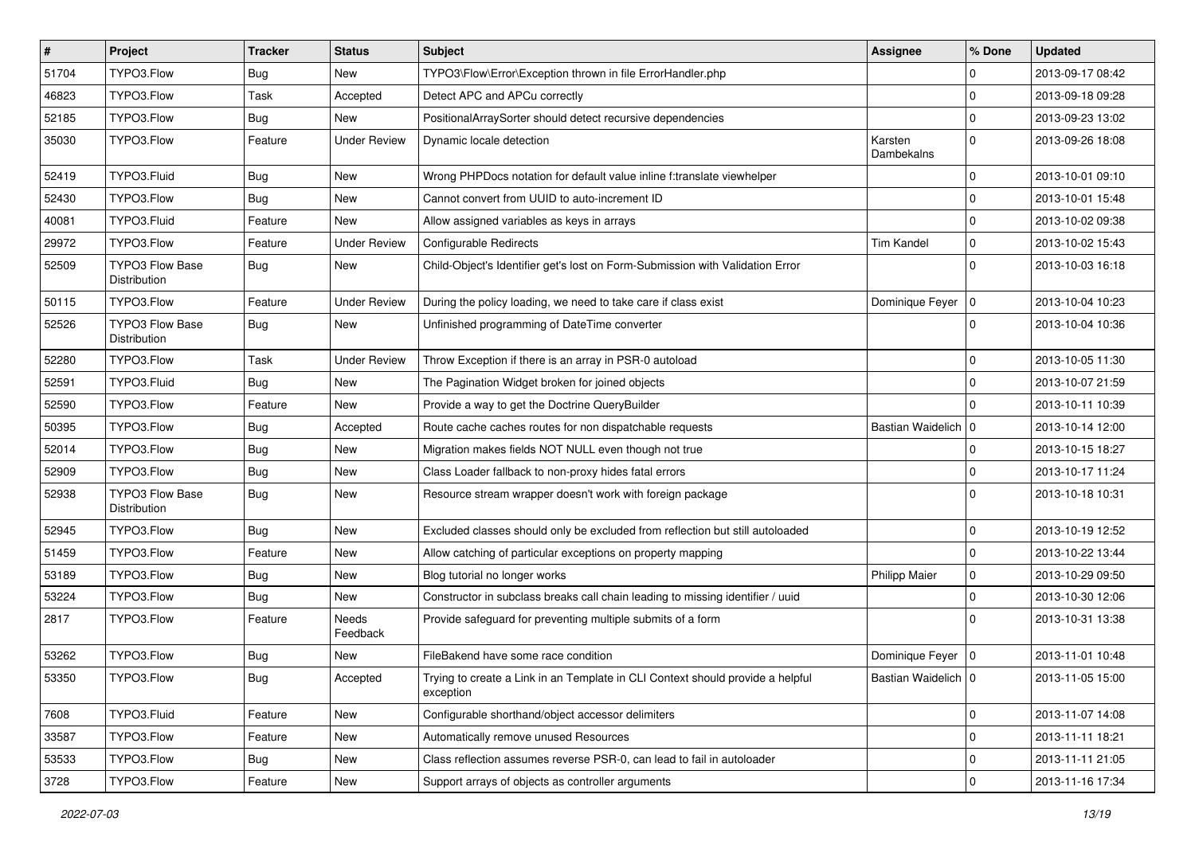| # | Project | Tracker | Status | Subject | Assignee | % Done | Updated |
|---|---|---|---|---|---|---|---|
| 51704 | TYPO3.Flow | Bug | New | TYPO3\Flow\Error\Exception thrown in file ErrorHandler.php | | 0 | 2013-09-17 08:42 |
| 46823 | TYPO3.Flow | Task | Accepted | Detect APC and APCu correctly | | 0 | 2013-09-18 09:28 |
| 52185 | TYPO3.Flow | Bug | New | PositionalArraySorter should detect recursive dependencies | | 0 | 2013-09-23 13:02 |
| 35030 | TYPO3.Flow | Feature | Under Review | Dynamic locale detection | Karsten Dambekalns | 0 | 2013-09-26 18:08 |
| 52419 | TYPO3.Fluid | Bug | New | Wrong PHPDocs notation for default value inline f:translate viewhelper | | 0 | 2013-10-01 09:10 |
| 52430 | TYPO3.Flow | Bug | New | Cannot convert from UUID to auto-increment ID | | 0 | 2013-10-01 15:48 |
| 40081 | TYPO3.Fluid | Feature | New | Allow assigned variables as keys in arrays | | 0 | 2013-10-02 09:38 |
| 29972 | TYPO3.Flow | Feature | Under Review | Configurable Redirects | Tim Kandel | 0 | 2013-10-02 15:43 |
| 52509 | TYPO3 Flow Base Distribution | Bug | New | Child-Object's Identifier get's lost on Form-Submission with Validation Error | | 0 | 2013-10-03 16:18 |
| 50115 | TYPO3.Flow | Feature | Under Review | During the policy loading, we need to take care if class exist | Dominique Feyer | 0 | 2013-10-04 10:23 |
| 52526 | TYPO3 Flow Base Distribution | Bug | New | Unfinished programming of DateTime converter | | 0 | 2013-10-04 10:36 |
| 52280 | TYPO3.Flow | Task | Under Review | Throw Exception if there is an array in PSR-0 autoload | | 0 | 2013-10-05 11:30 |
| 52591 | TYPO3.Fluid | Bug | New | The Pagination Widget broken for joined objects | | 0 | 2013-10-07 21:59 |
| 52590 | TYPO3.Flow | Feature | New | Provide a way to get the Doctrine QueryBuilder | | 0 | 2013-10-11 10:39 |
| 50395 | TYPO3.Flow | Bug | Accepted | Route cache caches routes for non dispatchable requests | Bastian Waidelich | 0 | 2013-10-14 12:00 |
| 52014 | TYPO3.Flow | Bug | New | Migration makes fields NOT NULL even though not true | | 0 | 2013-10-15 18:27 |
| 52909 | TYPO3.Flow | Bug | New | Class Loader fallback to non-proxy hides fatal errors | | 0 | 2013-10-17 11:24 |
| 52938 | TYPO3 Flow Base Distribution | Bug | New | Resource stream wrapper doesn't work with foreign package | | 0 | 2013-10-18 10:31 |
| 52945 | TYPO3.Flow | Bug | New | Excluded classes should only be excluded from reflection but still autoloaded | | 0 | 2013-10-19 12:52 |
| 51459 | TYPO3.Flow | Feature | New | Allow catching of particular exceptions on property mapping | | 0 | 2013-10-22 13:44 |
| 53189 | TYPO3.Flow | Bug | New | Blog tutorial no longer works | Philipp Maier | 0 | 2013-10-29 09:50 |
| 53224 | TYPO3.Flow | Bug | New | Constructor in subclass breaks call chain leading to missing identifier / uuid | | 0 | 2013-10-30 12:06 |
| 2817 | TYPO3.Flow | Feature | Needs Feedback | Provide safeguard for preventing multiple submits of a form | | 0 | 2013-10-31 13:38 |
| 53262 | TYPO3.Flow | Bug | New | FileBakend have some race condition | Dominique Feyer | 0 | 2013-11-01 10:48 |
| 53350 | TYPO3.Flow | Bug | Accepted | Trying to create a Link in an Template in CLI Context should provide a helpful exception | Bastian Waidelich | 0 | 2013-11-05 15:00 |
| 7608 | TYPO3.Fluid | Feature | New | Configurable shorthand/object accessor delimiters | | 0 | 2013-11-07 14:08 |
| 33587 | TYPO3.Flow | Feature | New | Automatically remove unused Resources | | 0 | 2013-11-11 18:21 |
| 53533 | TYPO3.Flow | Bug | New | Class reflection assumes reverse PSR-0, can lead to fail in autoloader | | 0 | 2013-11-11 21:05 |
| 3728 | TYPO3.Flow | Feature | New | Support arrays of objects as controller arguments | | 0 | 2013-11-16 17:34 |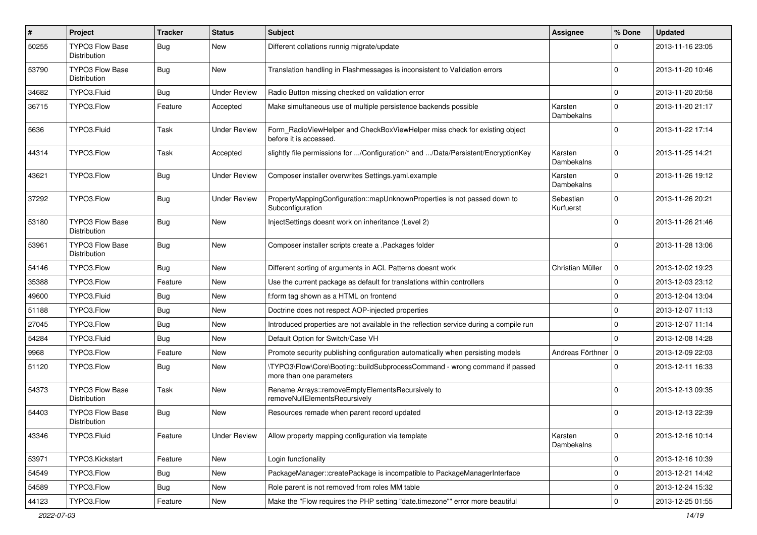| # | Project | Tracker | Status | Subject | Assignee | % Done | Updated |
|---|---|---|---|---|---|---|---|
| 50255 | TYPO3 Flow Base Distribution | Bug | New | Different collations runnig migrate/update | | 0 | 2013-11-16 23:05 |
| 53790 | TYPO3 Flow Base Distribution | Bug | New | Translation handling in Flashmessages is inconsistent to Validation errors | | 0 | 2013-11-20 10:46 |
| 34682 | TYPO3.Fluid | Bug | Under Review | Radio Button missing checked on validation error | | 0 | 2013-11-20 20:58 |
| 36715 | TYPO3.Flow | Feature | Accepted | Make simultaneous use of multiple persistence backends possible | Karsten Dambekalns | 0 | 2013-11-20 21:17 |
| 5636 | TYPO3.Fluid | Task | Under Review | Form_RadioViewHelper and CheckBoxViewHelper miss check for existing object before it is accessed. | | 0 | 2013-11-22 17:14 |
| 44314 | TYPO3.Flow | Task | Accepted | slightly file permissions for .../Configuration/* and .../Data/Persistent/EncryptionKey | Karsten Dambekalns | 0 | 2013-11-25 14:21 |
| 43621 | TYPO3.Flow | Bug | Under Review | Composer installer overwrites Settings.yaml.example | Karsten Dambekalns | 0 | 2013-11-26 19:12 |
| 37292 | TYPO3.Flow | Bug | Under Review | PropertyMappingConfiguration::mapUnknownProperties is not passed down to Subconfiguration | Sebastian Kurfuerst | 0 | 2013-11-26 20:21 |
| 53180 | TYPO3 Flow Base Distribution | Bug | New | InjectSettings doesnt work on inheritance (Level 2) | | 0 | 2013-11-26 21:46 |
| 53961 | TYPO3 Flow Base Distribution | Bug | New | Composer installer scripts create a .Packages folder | | 0 | 2013-11-28 13:06 |
| 54146 | TYPO3.Flow | Bug | New | Different sorting of arguments in ACL Patterns doesnt work | Christian Müller | 0 | 2013-12-02 19:23 |
| 35388 | TYPO3.Flow | Feature | New | Use the current package as default for translations within controllers | | 0 | 2013-12-03 23:12 |
| 49600 | TYPO3.Fluid | Bug | New | f:form tag shown as a HTML on frontend | | 0 | 2013-12-04 13:04 |
| 51188 | TYPO3.Flow | Bug | New | Doctrine does not respect AOP-injected properties | | 0 | 2013-12-07 11:13 |
| 27045 | TYPO3.Flow | Bug | New | Introduced properties are not available in the reflection service during a compile run | | 0 | 2013-12-07 11:14 |
| 54284 | TYPO3.Fluid | Bug | New | Default Option for Switch/Case VH | | 0 | 2013-12-08 14:28 |
| 9968 | TYPO3.Flow | Feature | New | Promote security publishing configuration automatically when persisting models | Andreas Förthner | 0 | 2013-12-09 22:03 |
| 51120 | TYPO3.Flow | Bug | New | \TYPO3\Flow\Core\Booting::buildSubprocessCommand - wrong command if passed more than one parameters | | 0 | 2013-12-11 16:33 |
| 54373 | TYPO3 Flow Base Distribution | Task | New | Rename Arrays::removeEmptyElementsRecursively to removeNullElementsRecursively | | 0 | 2013-12-13 09:35 |
| 54403 | TYPO3 Flow Base Distribution | Bug | New | Resources remade when parent record updated | | 0 | 2013-12-13 22:39 |
| 43346 | TYPO3.Fluid | Feature | Under Review | Allow property mapping configuration via template | Karsten Dambekalns | 0 | 2013-12-16 10:14 |
| 53971 | TYPO3.Kickstart | Feature | New | Login functionality | | 0 | 2013-12-16 10:39 |
| 54549 | TYPO3.Flow | Bug | New | PackageManager::createPackage is incompatible to PackageManagerInterface | | 0 | 2013-12-21 14:42 |
| 54589 | TYPO3.Flow | Bug | New | Role parent is not removed from roles MM table | | 0 | 2013-12-24 15:32 |
| 44123 | TYPO3.Flow | Feature | New | Make the "Flow requires the PHP setting "date.timezone"" error more beautiful | | 0 | 2013-12-25 01:55 |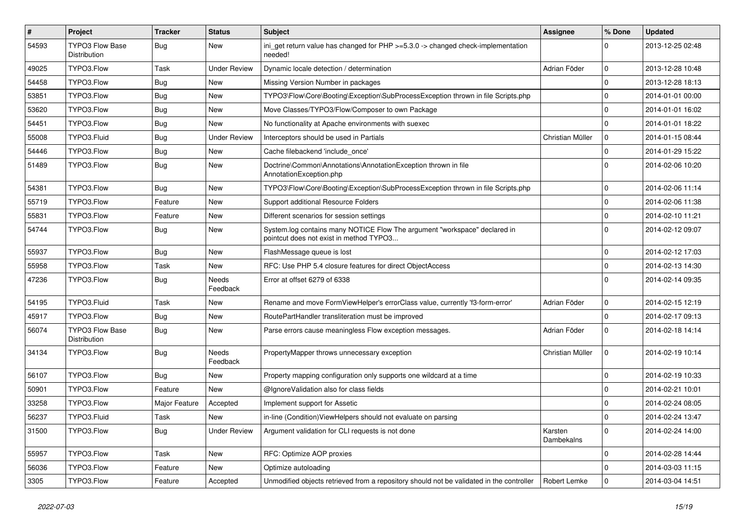| # | Project | Tracker | Status | Subject | Assignee | % Done | Updated |
|---|---|---|---|---|---|---|---|
| 54593 | TYPO3 Flow Base Distribution | Bug | New | ini_get return value has changed for PHP >=5.3.0 -> changed check-implementation needed! | | 0 | 2013-12-25 02:48 |
| 49025 | TYPO3.Flow | Task | Under Review | Dynamic locale detection / determination | Adrian Föder | 0 | 2013-12-28 10:48 |
| 54458 | TYPO3.Flow | Bug | New | Missing Version Number in packages | | 0 | 2013-12-28 18:13 |
| 53851 | TYPO3.Flow | Bug | New | TYPO3\Flow\Core\Booting\Exception\SubProcessException thrown in file Scripts.php | | 0 | 2014-01-01 00:00 |
| 53620 | TYPO3.Flow | Bug | New | Move Classes/TYPO3/Flow/Composer to own Package | | 0 | 2014-01-01 16:02 |
| 54451 | TYPO3.Flow | Bug | New | No functionality at Apache environments with suexec | | 0 | 2014-01-01 18:22 |
| 55008 | TYPO3.Fluid | Bug | Under Review | Interceptors should be used in Partials | Christian Müller | 0 | 2014-01-15 08:44 |
| 54446 | TYPO3.Flow | Bug | New | Cache filebackend 'include_once' | | 0 | 2014-01-29 15:22 |
| 51489 | TYPO3.Flow | Bug | New | Doctrine\Common\Annotations\AnnotationException thrown in file AnnotationException.php | | 0 | 2014-02-06 10:20 |
| 54381 | TYPO3.Flow | Bug | New | TYPO3\Flow\Core\Booting\Exception\SubProcessException thrown in file Scripts.php | | 0 | 2014-02-06 11:14 |
| 55719 | TYPO3.Flow | Feature | New | Support additional Resource Folders | | 0 | 2014-02-06 11:38 |
| 55831 | TYPO3.Flow | Feature | New | Different scenarios for session settings | | 0 | 2014-02-10 11:21 |
| 54744 | TYPO3.Flow | Bug | New | System.log contains many NOTICE Flow The argument "workspace" declared in pointcut does not exist in method TYPO3... | | 0 | 2014-02-12 09:07 |
| 55937 | TYPO3.Flow | Bug | New | FlashMessage queue is lost | | 0 | 2014-02-12 17:03 |
| 55958 | TYPO3.Flow | Task | New | RFC: Use PHP 5.4 closure features for direct ObjectAccess | | 0 | 2014-02-13 14:30 |
| 47236 | TYPO3.Flow | Bug | Needs Feedback | Error at offset 6279 of 6338 | | 0 | 2014-02-14 09:35 |
| 54195 | TYPO3.Fluid | Task | New | Rename and move FormViewHelper's errorClass value, currently 'f3-form-error' | Adrian Föder | 0 | 2014-02-15 12:19 |
| 45917 | TYPO3.Flow | Bug | New | RoutePartHandler transliteration must be improved | | 0 | 2014-02-17 09:13 |
| 56074 | TYPO3 Flow Base Distribution | Bug | New | Parse errors cause meaningless Flow exception messages. | Adrian Föder | 0 | 2014-02-18 14:14 |
| 34134 | TYPO3.Flow | Bug | Needs Feedback | PropertyMapper throws unnecessary exception | Christian Müller | 0 | 2014-02-19 10:14 |
| 56107 | TYPO3.Flow | Bug | New | Property mapping configuration only supports one wildcard at a time | | 0 | 2014-02-19 10:33 |
| 50901 | TYPO3.Flow | Feature | New | @IgnoreValidation also for class fields | | 0 | 2014-02-21 10:01 |
| 33258 | TYPO3.Flow | Major Feature | Accepted | Implement support for Assetic | | 0 | 2014-02-24 08:05 |
| 56237 | TYPO3.Fluid | Task | New | in-line (Condition)ViewHelpers should not evaluate on parsing | | 0 | 2014-02-24 13:47 |
| 31500 | TYPO3.Flow | Bug | Under Review | Argument validation for CLI requests is not done | Karsten Dambekalns | 0 | 2014-02-24 14:00 |
| 55957 | TYPO3.Flow | Task | New | RFC: Optimize AOP proxies | | 0 | 2014-02-28 14:44 |
| 56036 | TYPO3.Flow | Feature | New | Optimize autoloading | | 0 | 2014-03-03 11:15 |
| 3305 | TYPO3.Flow | Feature | Accepted | Unmodified objects retrieved from a repository should not be validated in the controller | Robert Lemke | 0 | 2014-03-04 14:51 |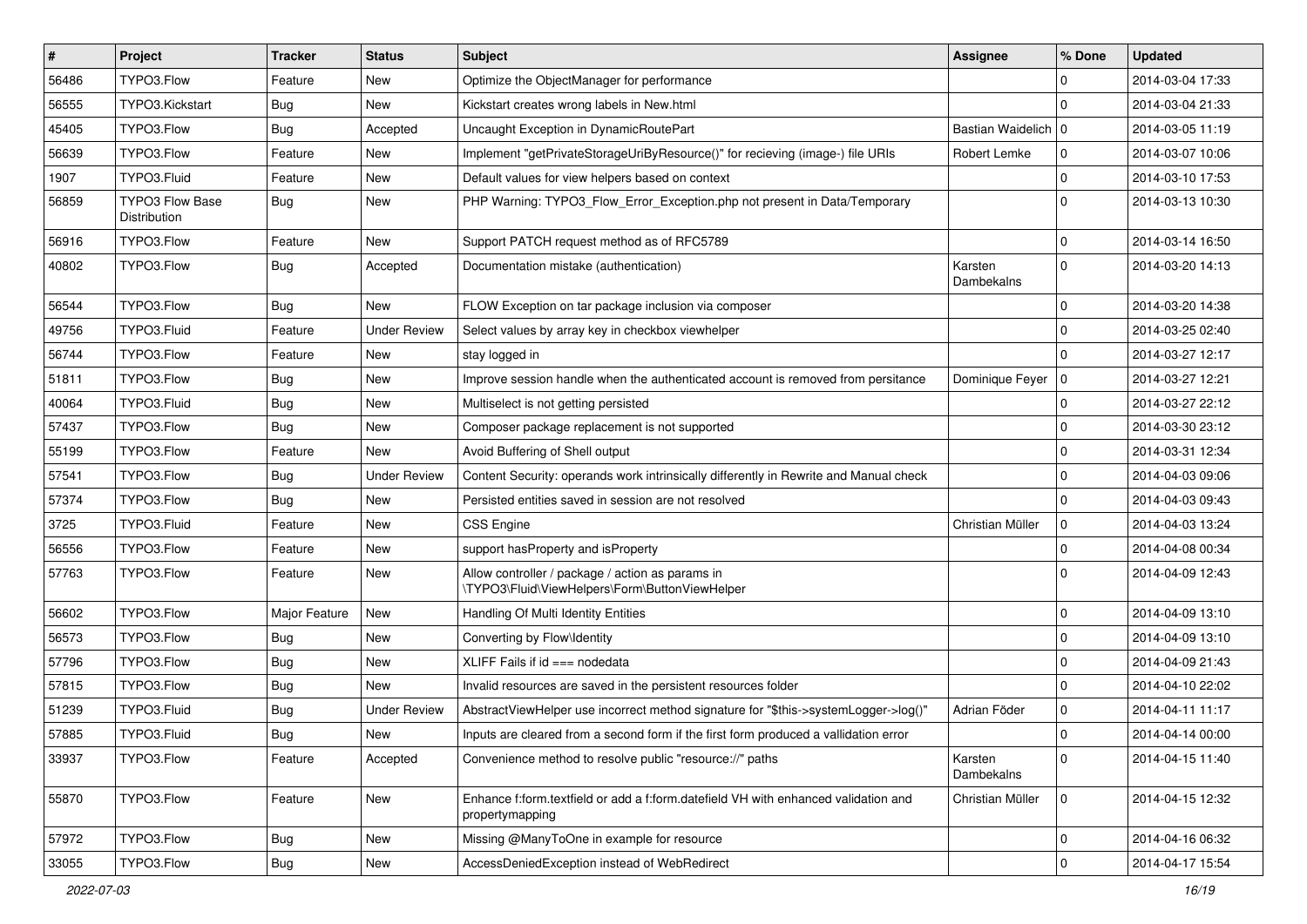| # | Project | Tracker | Status | Subject | Assignee | % Done | Updated |
|---|---|---|---|---|---|---|---|
| 56486 | TYPO3.Flow | Feature | New | Optimize the ObjectManager for performance | | 0 | 2014-03-04 17:33 |
| 56555 | TYPO3.Kickstart | Bug | New | Kickstart creates wrong labels in New.html | | 0 | 2014-03-04 21:33 |
| 45405 | TYPO3.Flow | Bug | Accepted | Uncaught Exception in DynamicRoutePart | Bastian Waidelich | 0 | 2014-03-05 11:19 |
| 56639 | TYPO3.Flow | Feature | New | Implement "getPrivateStorageUriByResource()" for recieving (image-) file URIs | Robert Lemke | 0 | 2014-03-07 10:06 |
| 1907 | TYPO3.Fluid | Feature | New | Default values for view helpers based on context | | 0 | 2014-03-10 17:53 |
| 56859 | TYPO3 Flow Base Distribution | Bug | New | PHP Warning: TYPO3_Flow_Error_Exception.php not present in Data/Temporary | | 0 | 2014-03-13 10:30 |
| 56916 | TYPO3.Flow | Feature | New | Support PATCH request method as of RFC5789 | | 0 | 2014-03-14 16:50 |
| 40802 | TYPO3.Flow | Bug | Accepted | Documentation mistake (authentication) | Karsten Dambekalns | 0 | 2014-03-20 14:13 |
| 56544 | TYPO3.Flow | Bug | New | FLOW Exception on tar package inclusion via composer | | 0 | 2014-03-20 14:38 |
| 49756 | TYPO3.Fluid | Feature | Under Review | Select values by array key in checkbox viewhelper | | 0 | 2014-03-25 02:40 |
| 56744 | TYPO3.Flow | Feature | New | stay logged in | | 0 | 2014-03-27 12:17 |
| 51811 | TYPO3.Flow | Bug | New | Improve session handle when the authenticated account is removed from persitance | Dominique Feyer | 0 | 2014-03-27 12:21 |
| 40064 | TYPO3.Fluid | Bug | New | Multiselect is not getting persisted | | 0 | 2014-03-27 22:12 |
| 57437 | TYPO3.Flow | Bug | New | Composer package replacement is not supported | | 0 | 2014-03-30 23:12 |
| 55199 | TYPO3.Flow | Feature | New | Avoid Buffering of Shell output | | 0 | 2014-03-31 12:34 |
| 57541 | TYPO3.Flow | Bug | Under Review | Content Security: operands work intrinsically differently in Rewrite and Manual check | | 0 | 2014-04-03 09:06 |
| 57374 | TYPO3.Flow | Bug | New | Persisted entities saved in session are not resolved | | 0 | 2014-04-03 09:43 |
| 3725 | TYPO3.Fluid | Feature | New | CSS Engine | Christian Müller | 0 | 2014-04-03 13:24 |
| 56556 | TYPO3.Flow | Feature | New | support hasProperty and isProperty | | 0 | 2014-04-08 00:34 |
| 57763 | TYPO3.Flow | Feature | New | Allow controller / package / action as params in \TYPO3\Fluid\ViewHelpers\Form\ButtonViewHelper | | 0 | 2014-04-09 12:43 |
| 56602 | TYPO3.Flow | Major Feature | New | Handling Of Multi Identity Entities | | 0 | 2014-04-09 13:10 |
| 56573 | TYPO3.Flow | Bug | New | Converting by Flow\Identity | | 0 | 2014-04-09 13:10 |
| 57796 | TYPO3.Flow | Bug | New | XLIFF Fails if id === nodedata | | 0 | 2014-04-09 21:43 |
| 57815 | TYPO3.Flow | Bug | New | Invalid resources are saved in the persistent resources folder | | 0 | 2014-04-10 22:02 |
| 51239 | TYPO3.Fluid | Bug | Under Review | AbstractViewHelper use incorrect method signature for "$this->systemLogger->log()" | Adrian Föder | 0 | 2014-04-11 11:17 |
| 57885 | TYPO3.Fluid | Bug | New | Inputs are cleared from a second form if the first form produced a vallidation error | | 0 | 2014-04-14 00:00 |
| 33937 | TYPO3.Flow | Feature | Accepted | Convenience method to resolve public "resource://" paths | Karsten Dambekalns | 0 | 2014-04-15 11:40 |
| 55870 | TYPO3.Flow | Feature | New | Enhance f:form.textfield or add a f:form.datefield VH with enhanced validation and propertymapping | Christian Müller | 0 | 2014-04-15 12:32 |
| 57972 | TYPO3.Flow | Bug | New | Missing @ManyToOne in example for resource | | 0 | 2014-04-16 06:32 |
| 33055 | TYPO3.Flow | Bug | New | AccessDeniedException instead of WebRedirect | | 0 | 2014-04-17 15:54 |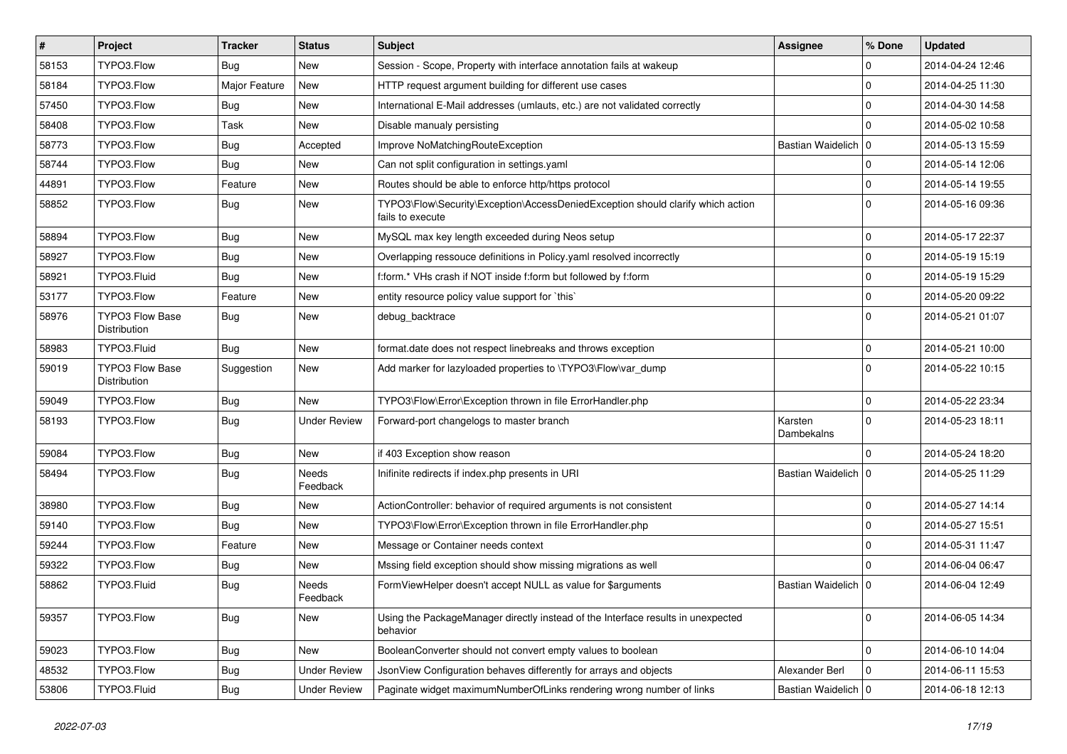| # | Project | Tracker | Status | Subject | Assignee | % Done | Updated |
|---|---|---|---|---|---|---|---|
| 58153 | TYPO3.Flow | Bug | New | Session - Scope, Property with interface annotation fails at wakeup | | 0 | 2014-04-24 12:46 |
| 58184 | TYPO3.Flow | Major Feature | New | HTTP request argument building for different use cases | | 0 | 2014-04-25 11:30 |
| 57450 | TYPO3.Flow | Bug | New | International E-Mail addresses (umlauts, etc.) are not validated correctly | | 0 | 2014-04-30 14:58 |
| 58408 | TYPO3.Flow | Task | New | Disable manualy persisting | | 0 | 2014-05-02 10:58 |
| 58773 | TYPO3.Flow | Bug | Accepted | Improve NoMatchingRouteException | Bastian Waidelich | 0 | 2014-05-13 15:59 |
| 58744 | TYPO3.Flow | Bug | New | Can not split configuration in settings.yaml | | 0 | 2014-05-14 12:06 |
| 44891 | TYPO3.Flow | Feature | New | Routes should be able to enforce http/https protocol | | 0 | 2014-05-14 19:55 |
| 58852 | TYPO3.Flow | Bug | New | TYPO3\Flow\Security\Exception\AccessDeniedException should clarify which action fails to execute | | 0 | 2014-05-16 09:36 |
| 58894 | TYPO3.Flow | Bug | New | MySQL max key length exceeded during Neos setup | | 0 | 2014-05-17 22:37 |
| 58927 | TYPO3.Flow | Bug | New | Overlapping ressouce definitions in Policy.yaml resolved incorrectly | | 0 | 2014-05-19 15:19 |
| 58921 | TYPO3.Fluid | Bug | New | f:form.* VHs crash if NOT inside f:form but followed by f:form | | 0 | 2014-05-19 15:29 |
| 53177 | TYPO3.Flow | Feature | New | entity resource policy value support for `this` | | 0 | 2014-05-20 09:22 |
| 58976 | TYPO3 Flow Base Distribution | Bug | New | debug_backtrace | | 0 | 2014-05-21 01:07 |
| 58983 | TYPO3.Fluid | Bug | New | format.date does not respect linebreaks and throws exception | | 0 | 2014-05-21 10:00 |
| 59019 | TYPO3 Flow Base Distribution | Suggestion | New | Add marker for lazyloaded properties to \TYPO3\Flow\var_dump | | 0 | 2014-05-22 10:15 |
| 59049 | TYPO3.Flow | Bug | New | TYPO3\Flow\Error\Exception thrown in file ErrorHandler.php | | 0 | 2014-05-22 23:34 |
| 58193 | TYPO3.Flow | Bug | Under Review | Forward-port changelogs to master branch | Karsten Dambekalns | 0 | 2014-05-23 18:11 |
| 59084 | TYPO3.Flow | Bug | New | if 403 Exception show reason | | 0 | 2014-05-24 18:20 |
| 58494 | TYPO3.Flow | Bug | Needs Feedback | Inifinite redirects if index.php presents in URI | Bastian Waidelich | 0 | 2014-05-25 11:29 |
| 38980 | TYPO3.Flow | Bug | New | ActionController: behavior of required arguments is not consistent | | 0 | 2014-05-27 14:14 |
| 59140 | TYPO3.Flow | Bug | New | TYPO3\Flow\Error\Exception thrown in file ErrorHandler.php | | 0 | 2014-05-27 15:51 |
| 59244 | TYPO3.Flow | Feature | New | Message or Container needs context | | 0 | 2014-05-31 11:47 |
| 59322 | TYPO3.Flow | Bug | New | Mssing field exception should show missing migrations as well | | 0 | 2014-06-04 06:47 |
| 58862 | TYPO3.Fluid | Bug | Needs Feedback | FormViewHelper doesn't accept NULL as value for $arguments | Bastian Waidelich | 0 | 2014-06-04 12:49 |
| 59357 | TYPO3.Flow | Bug | New | Using the PackageManager directly instead of the Interface results in unexpected behavior | | 0 | 2014-06-05 14:34 |
| 59023 | TYPO3.Flow | Bug | New | BooleanConverter should not convert empty values to boolean | | 0 | 2014-06-10 14:04 |
| 48532 | TYPO3.Flow | Bug | Under Review | JsonView Configuration behaves differently for arrays and objects | Alexander Berl | 0 | 2014-06-11 15:53 |
| 53806 | TYPO3.Fluid | Bug | Under Review | Paginate widget maximumNumberOfLinks rendering wrong number of links | Bastian Waidelich | 0 | 2014-06-18 12:13 |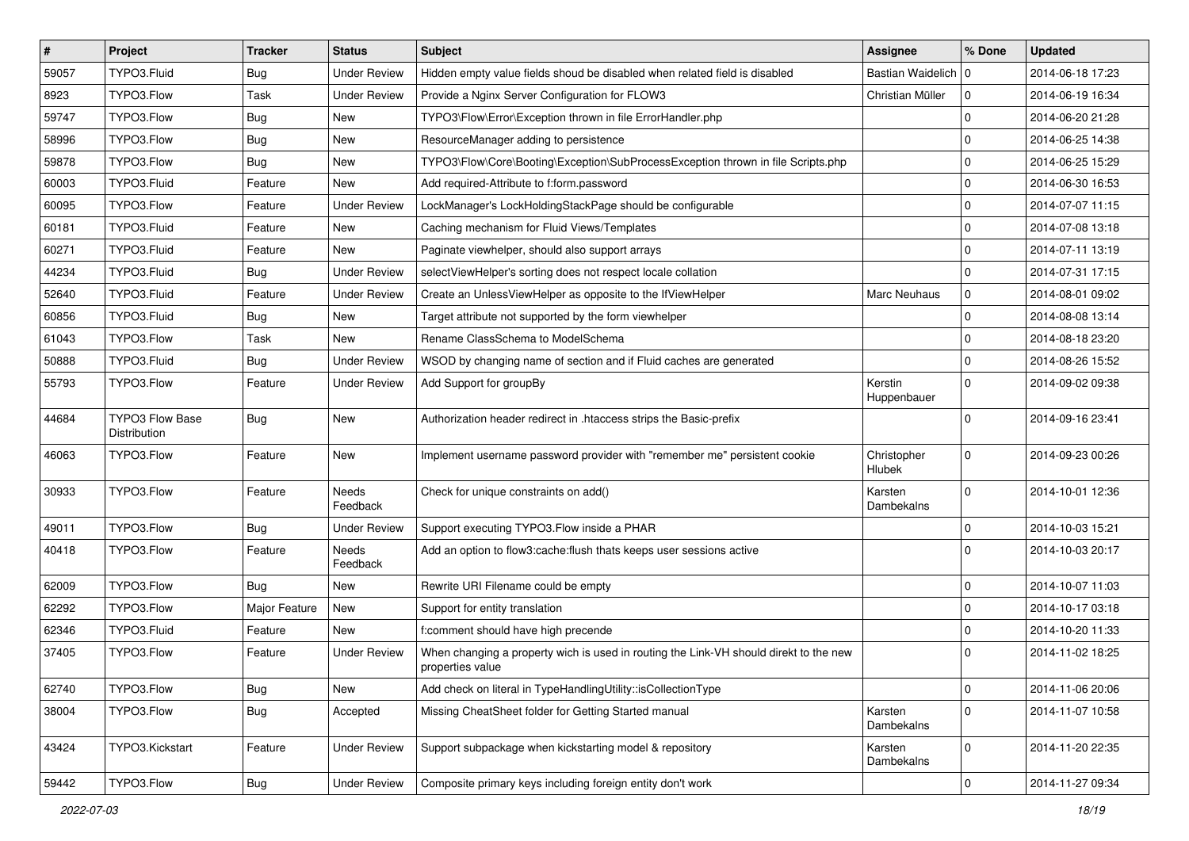| # | Project | Tracker | Status | Subject | Assignee | % Done | Updated |
|---|---|---|---|---|---|---|---|
| 59057 | TYPO3.Fluid | Bug | Under Review | Hidden empty value fields shoud be disabled when related field is disabled | Bastian Waidelich | 0 | 2014-06-18 17:23 |
| 8923 | TYPO3.Flow | Task | Under Review | Provide a Nginx Server Configuration for FLOW3 | Christian Müller | 0 | 2014-06-19 16:34 |
| 59747 | TYPO3.Flow | Bug | New | TYPO3\Flow\Error\Exception thrown in file ErrorHandler.php | | 0 | 2014-06-20 21:28 |
| 58996 | TYPO3.Flow | Bug | New | ResourceManager adding to persistence | | 0 | 2014-06-25 14:38 |
| 59878 | TYPO3.Flow | Bug | New | TYPO3\Flow\Core\Booting\Exception\SubProcessException thrown in file Scripts.php | | 0 | 2014-06-25 15:29 |
| 60003 | TYPO3.Fluid | Feature | New | Add required-Attribute to f:form.password | | 0 | 2014-06-30 16:53 |
| 60095 | TYPO3.Flow | Feature | Under Review | LockManager's LockHoldingStackPage should be configurable | | 0 | 2014-07-07 11:15 |
| 60181 | TYPO3.Fluid | Feature | New | Caching mechanism for Fluid Views/Templates | | 0 | 2014-07-08 13:18 |
| 60271 | TYPO3.Fluid | Feature | New | Paginate viewhelper, should also support arrays | | 0 | 2014-07-11 13:19 |
| 44234 | TYPO3.Fluid | Bug | Under Review | selectViewHelper's sorting does not respect locale collation | | 0 | 2014-07-31 17:15 |
| 52640 | TYPO3.Fluid | Feature | Under Review | Create an UnlessViewHelper as opposite to the IfViewHelper | Marc Neuhaus | 0 | 2014-08-01 09:02 |
| 60856 | TYPO3.Fluid | Bug | New | Target attribute not supported by the form viewhelper | | 0 | 2014-08-08 13:14 |
| 61043 | TYPO3.Flow | Task | New | Rename ClassSchema to ModelSchema | | 0 | 2014-08-18 23:20 |
| 50888 | TYPO3.Fluid | Bug | Under Review | WSOD by changing name of section and if Fluid caches are generated | | 0 | 2014-08-26 15:52 |
| 55793 | TYPO3.Flow | Feature | Under Review | Add Support for groupBy | Kerstin Huppenbauer | 0 | 2014-09-02 09:38 |
| 44684 | TYPO3 Flow Base Distribution | Bug | New | Authorization header redirect in .htaccess strips the Basic-prefix | | 0 | 2014-09-16 23:41 |
| 46063 | TYPO3.Flow | Feature | New | Implement username password provider with "remember me" persistent cookie | Christopher Hlubek | 0 | 2014-09-23 00:26 |
| 30933 | TYPO3.Flow | Feature | Needs Feedback | Check for unique constraints on add() | Karsten Dambekalns | 0 | 2014-10-01 12:36 |
| 49011 | TYPO3.Flow | Bug | Under Review | Support executing TYPO3.Flow inside a PHAR | | 0 | 2014-10-03 15:21 |
| 40418 | TYPO3.Flow | Feature | Needs Feedback | Add an option to flow3:cache:flush thats keeps user sessions active | | 0 | 2014-10-03 20:17 |
| 62009 | TYPO3.Flow | Bug | New | Rewrite URI Filename could be empty | | 0 | 2014-10-07 11:03 |
| 62292 | TYPO3.Flow | Major Feature | New | Support for entity translation | | 0 | 2014-10-17 03:18 |
| 62346 | TYPO3.Fluid | Feature | New | f:comment should have high precende | | 0 | 2014-10-20 11:33 |
| 37405 | TYPO3.Flow | Feature | Under Review | When changing a property wich is used in routing the Link-VH should direkt to the new properties value | | 0 | 2014-11-02 18:25 |
| 62740 | TYPO3.Flow | Bug | New | Add check on literal in TypeHandlingUtility::isCollectionType | | 0 | 2014-11-06 20:06 |
| 38004 | TYPO3.Flow | Bug | Accepted | Missing CheatSheet folder for Getting Started manual | Karsten Dambekalns | 0 | 2014-11-07 10:58 |
| 43424 | TYPO3.Kickstart | Feature | Under Review | Support subpackage when kickstarting model & repository | Karsten Dambekalns | 0 | 2014-11-20 22:35 |
| 59442 | TYPO3.Flow | Bug | Under Review | Composite primary keys including foreign entity don't work | | 0 | 2014-11-27 09:34 |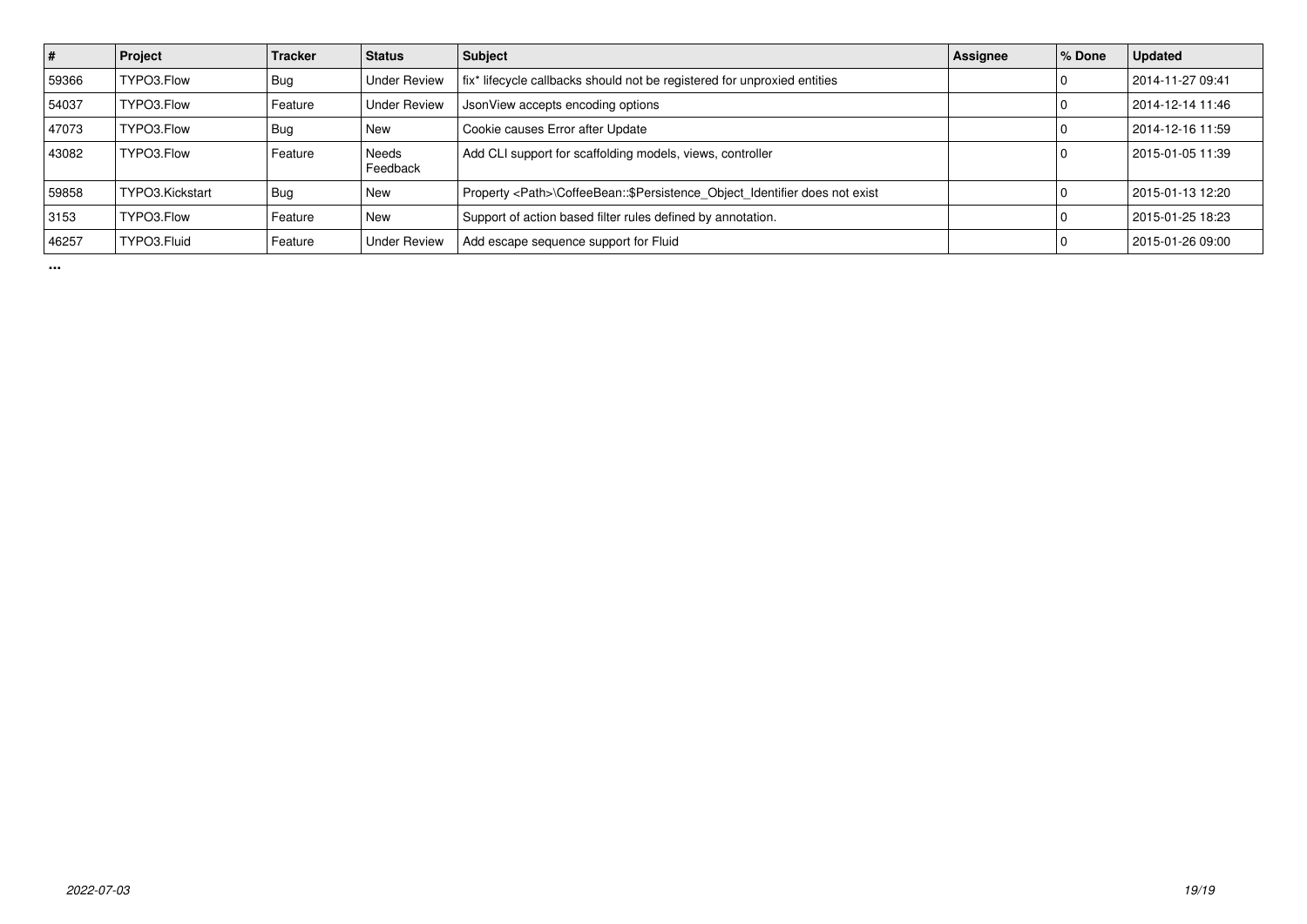| # | Project | Tracker | Status | Subject | Assignee | % Done | Updated |
|---|---|---|---|---|---|---|---|
| 59366 | TYPO3.Flow | Bug | Under Review | fix* lifecycle callbacks should not be registered for unproxied entities | | 0 | 2014-11-27 09:41 |
| 54037 | TYPO3.Flow | Feature | Under Review | JsonView accepts encoding options | | 0 | 2014-12-14 11:46 |
| 47073 | TYPO3.Flow | Bug | New | Cookie causes Error after Update | | 0 | 2014-12-16 11:59 |
| 43082 | TYPO3.Flow | Feature | Needs Feedback | Add CLI support for scaffolding models, views, controller | | 0 | 2015-01-05 11:39 |
| 59858 | TYPO3.Kickstart | Bug | New | Property <Path>\CoffeeBean::$Persistence_Object_Identifier does not exist | | 0 | 2015-01-13 12:20 |
| 3153 | TYPO3.Flow | Feature | New | Support of action based filter rules defined by annotation. | | 0 | 2015-01-25 18:23 |
| 46257 | TYPO3.Fluid | Feature | Under Review | Add escape sequence support for Fluid | | 0 | 2015-01-26 09:00 |

...